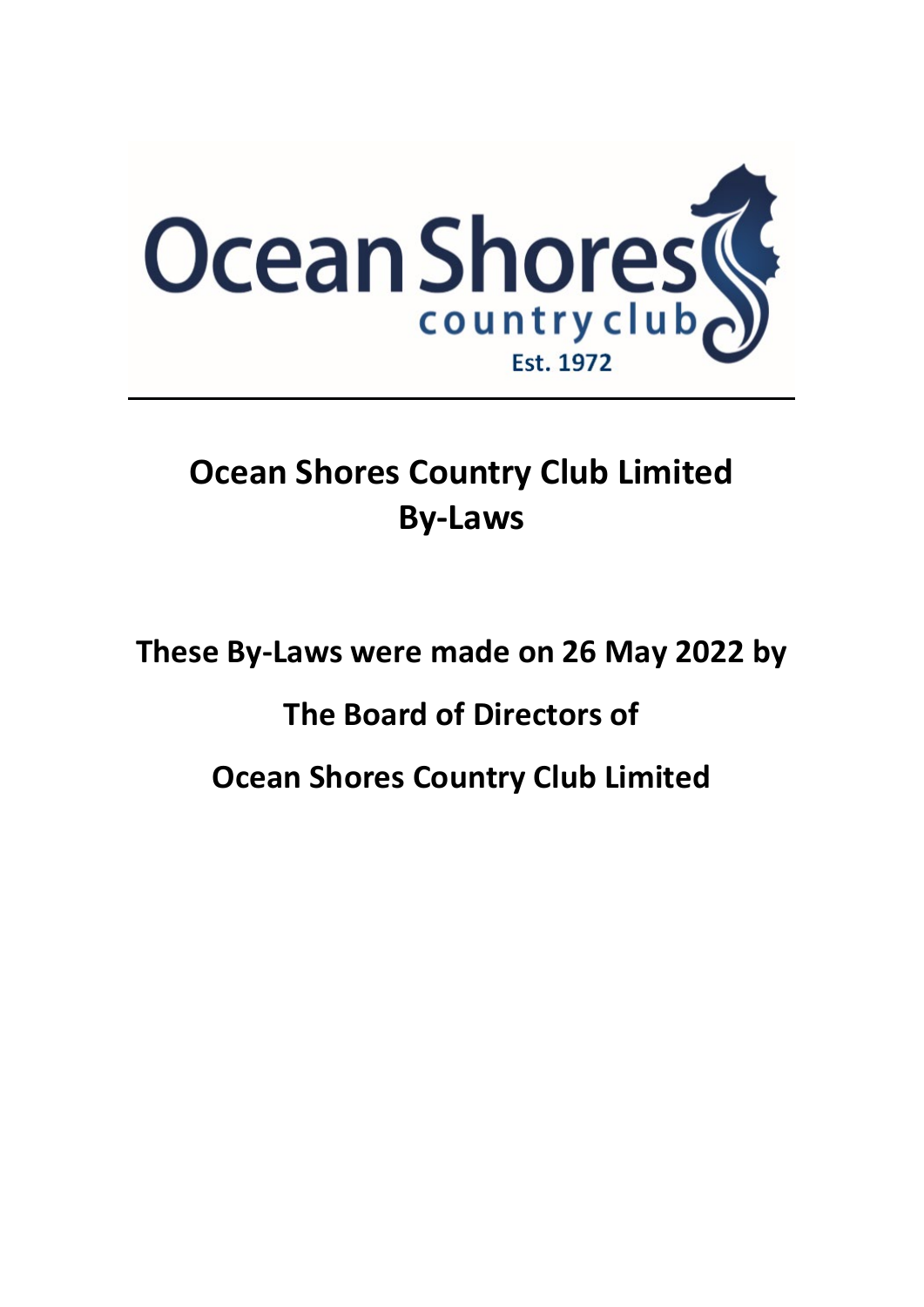Ocean Shores country club Est. 1972

# Ocean Shores Country Club Limited By-Laws

**These By-Laws were made on 26 May 2022 by**

**The Board of Directors of**

**Ocean Shores Country Club Limited**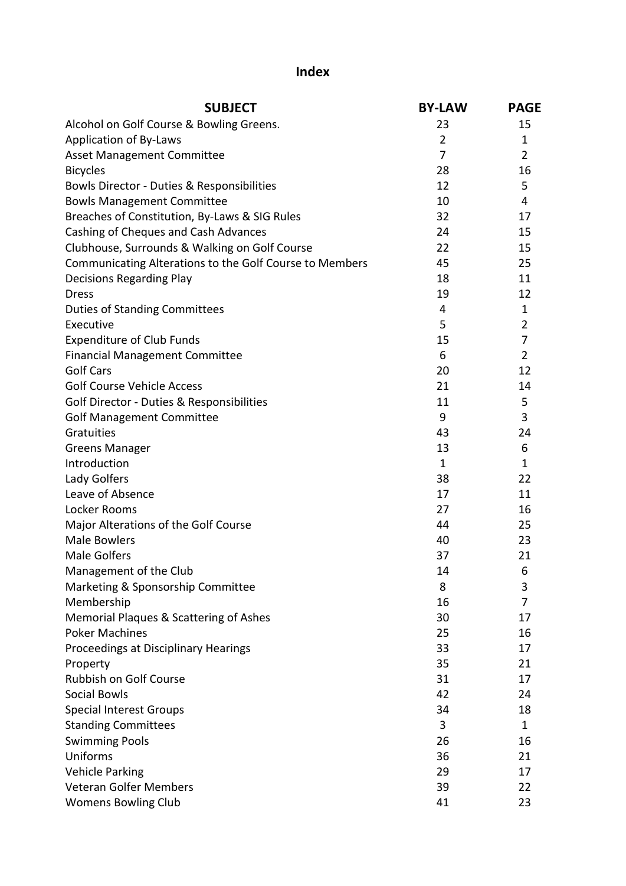# Index

| SUBJECT | BY-LAW | PAGE |
|---|---|---|
| Alcohol on Golf Course & Bowling Greens. | 23 | 15 |
| Application of By-Laws | 2 | 1 |
| Asset Management Committee | 7 | 2 |
| Bicycles | 28 | 16 |
| Bowls Director - Duties & Responsibilities | 12 | 5 |
| Bowls Management Committee | 10 | 4 |
| Breaches of Constitution, By-Laws & SIG Rules | 32 | 17 |
| Cashing of Cheques and Cash Advances | 24 | 15 |
| Clubhouse, Surrounds & Walking on Golf Course | 22 | 15 |
| Communicating Alterations to the Golf Course to Members | 45 | 25 |
| Decisions Regarding Play | 18 | 11 |
| Dress | 19 | 12 |
| Duties of Standing Committees | 4 | 1 |
| Executive | 5 | 2 |
| Expenditure of Club Funds | 15 | 7 |
| Financial Management Committee | 6 | 2 |
| Golf Cars | 20 | 12 |
| Golf Course Vehicle Access | 21 | 14 |
| Golf Director - Duties & Responsibilities | 11 | 5 |
| Golf Management Committee | 9 | 3 |
| Gratuities | 43 | 24 |
| Greens Manager | 13 | 6 |
| Introduction | 1 | 1 |
| Lady Golfers | 38 | 22 |
| Leave of Absence | 17 | 11 |
| Locker Rooms | 27 | 16 |
| Major Alterations of the Golf Course | 44 | 25 |
| Male Bowlers | 40 | 23 |
| Male Golfers | 37 | 21 |
| Management of the Club | 14 | 6 |
| Marketing & Sponsorship Committee | 8 | 3 |
| Membership | 16 | 7 |
| Memorial Plaques & Scattering of Ashes | 30 | 17 |
| Poker Machines | 25 | 16 |
| Proceedings at Disciplinary Hearings | 33 | 17 |
| Property | 35 | 21 |
| Rubbish on Golf Course | 31 | 17 |
| Social Bowls | 42 | 24 |
| Special Interest Groups | 34 | 18 |
| Standing Committees | 3 | 1 |
| Swimming Pools | 26 | 16 |
| Uniforms | 36 | 21 |
| Vehicle Parking | 29 | 17 |
| Veteran Golfer Members | 39 | 22 |
| Womens Bowling Club | 41 | 23 |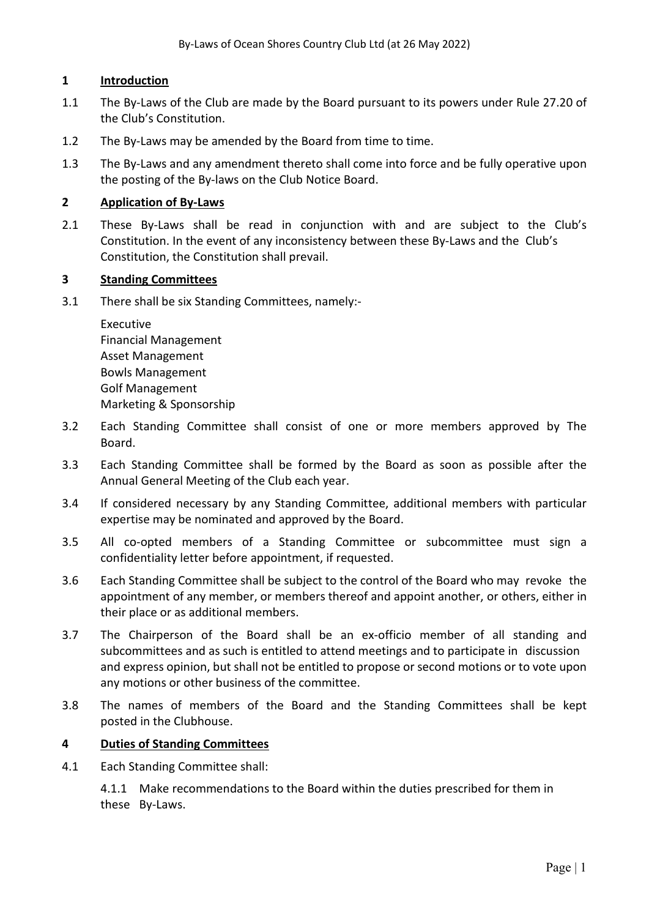## 1 Introduction

1.1 The By-Laws of the Club are made by the Board pursuant to its powers under Rule 27.20 of the Club's Constitution.

1.2 The By-Laws may be amended by the Board from time to time.

1.3 The By-Laws and any amendment thereto shall come into force and be fully operative upon the posting of the By-laws on the Club Notice Board.

## 2 Application of By-Laws

2.1 These By-Laws shall be read in conjunction with and are subject to the Club's Constitution. In the event of any inconsistency between these By-Laws and the Club's Constitution, the Constitution shall prevail.

## 3 Standing Committees

3.1 There shall be six Standing Committees, namely:-

Executive
Financial Management
Asset Management
Bowls Management
Golf Management
Marketing & Sponsorship

3.2 Each Standing Committee shall consist of one or more members approved by The Board.

3.3 Each Standing Committee shall be formed by the Board as soon as possible after the Annual General Meeting of the Club each year.

3.4 If considered necessary by any Standing Committee, additional members with particular expertise may be nominated and approved by the Board.

3.5 All co-opted members of a Standing Committee or subcommittee must sign a confidentiality letter before appointment, if requested.

3.6 Each Standing Committee shall be subject to the control of the Board who may revoke the appointment of any member, or members thereof and appoint another, or others, either in their place or as additional members.

3.7 The Chairperson of the Board shall be an ex-officio member of all standing and subcommittees and as such is entitled to attend meetings and to participate in discussion and express opinion, but shall not be entitled to propose or second motions or to vote upon any motions or other business of the committee.

3.8 The names of members of the Board and the Standing Committees shall be kept posted in the Clubhouse.

## 4 Duties of Standing Committees

4.1 Each Standing Committee shall:

4.1.1 Make recommendations to the Board within the duties prescribed for them in these By-Laws.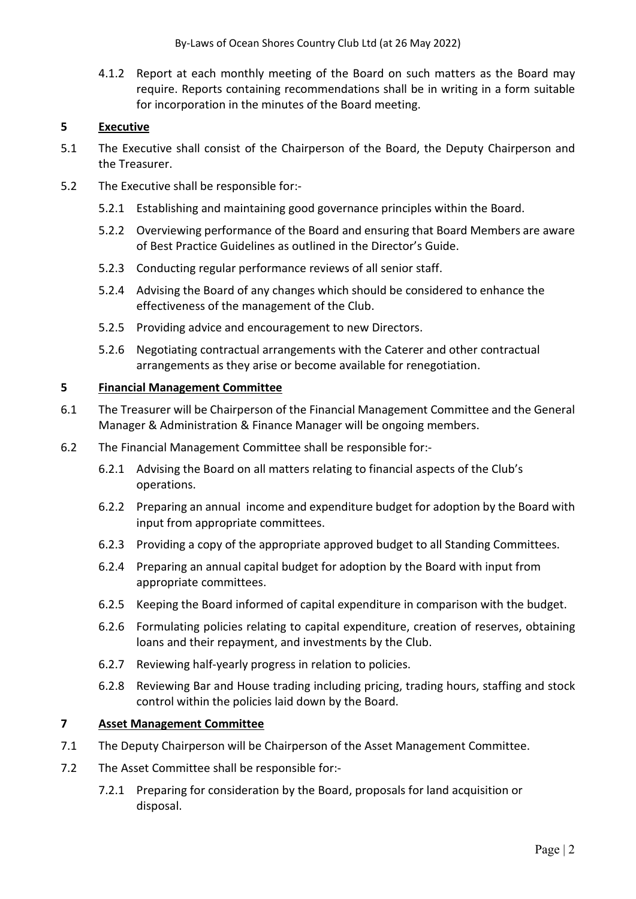4.1.2 Report at each monthly meeting of the Board on such matters as the Board may require. Reports containing recommendations shall be in writing in a form suitable for incorporation in the minutes of the Board meeting.

## 5 Executive

5.1 The Executive shall consist of the Chairperson of the Board, the Deputy Chairperson and the Treasurer.

5.2 The Executive shall be responsible for:-

5.2.1 Establishing and maintaining good governance principles within the Board.

5.2.2 Overviewing performance of the Board and ensuring that Board Members are aware of Best Practice Guidelines as outlined in the Director's Guide.

5.2.3 Conducting regular performance reviews of all senior staff.

5.2.4 Advising the Board of any changes which should be considered to enhance the effectiveness of the management of the Club.

5.2.5 Providing advice and encouragement to new Directors.

5.2.6 Negotiating contractual arrangements with the Caterer and other contractual arrangements as they arise or become available for renegotiation.

## 5 Financial Management Committee

6.1 The Treasurer will be Chairperson of the Financial Management Committee and the General Manager & Administration & Finance Manager will be ongoing members.

6.2 The Financial Management Committee shall be responsible for:-

6.2.1 Advising the Board on all matters relating to financial aspects of the Club's operations.

6.2.2 Preparing an annual income and expenditure budget for adoption by the Board with input from appropriate committees.

6.2.3 Providing a copy of the appropriate approved budget to all Standing Committees.

6.2.4 Preparing an annual capital budget for adoption by the Board with input from appropriate committees.

6.2.5 Keeping the Board informed of capital expenditure in comparison with the budget.

6.2.6 Formulating policies relating to capital expenditure, creation of reserves, obtaining loans and their repayment, and investments by the Club.

6.2.7 Reviewing half-yearly progress in relation to policies.

6.2.8 Reviewing Bar and House trading including pricing, trading hours, staffing and stock control within the policies laid down by the Board.

## 7 Asset Management Committee

7.1 The Deputy Chairperson will be Chairperson of the Asset Management Committee.

7.2 The Asset Committee shall be responsible for:-

7.2.1 Preparing for consideration by the Board, proposals for land acquisition or disposal.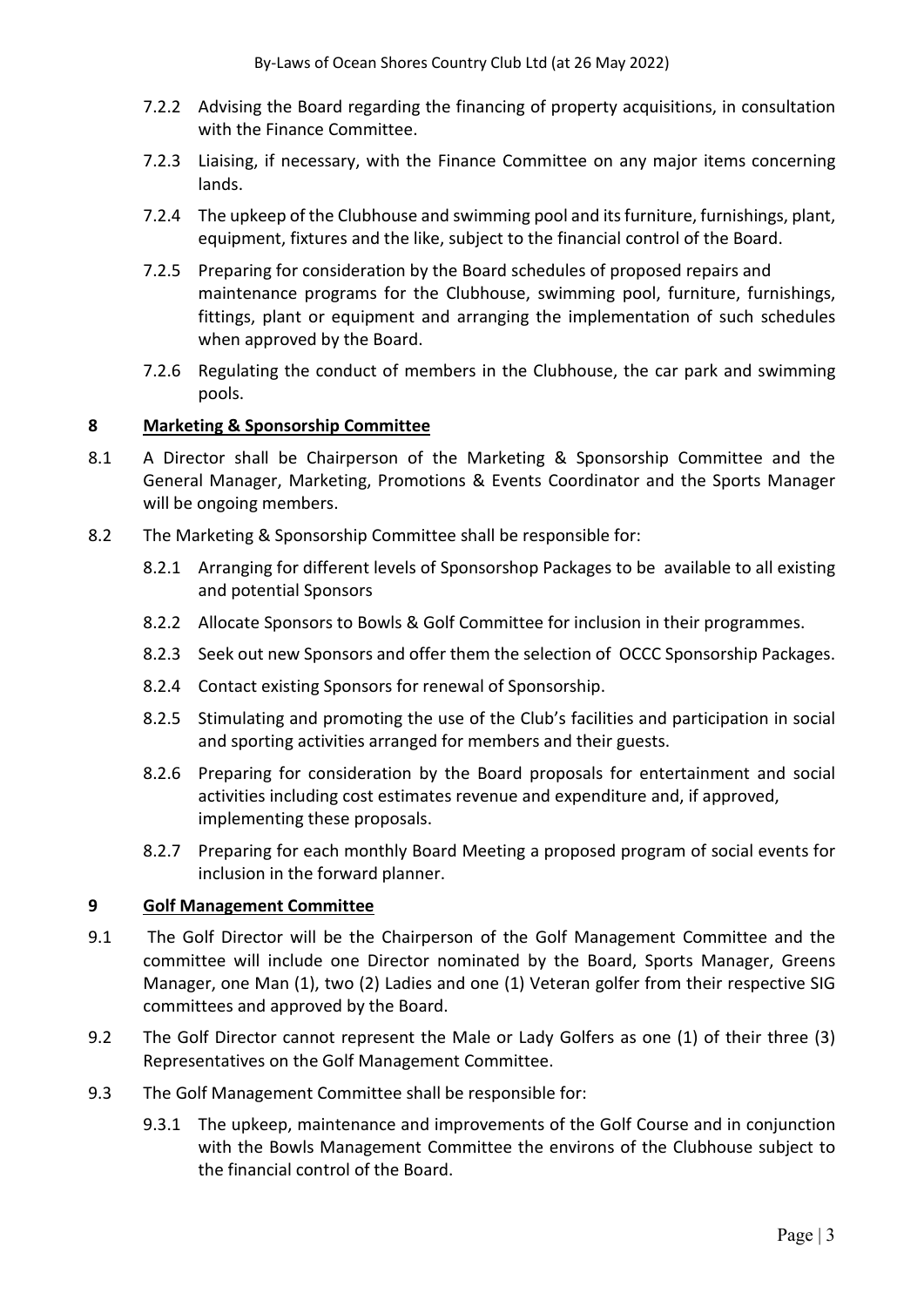7.2.2 Advising the Board regarding the financing of property acquisitions, in consultation with the Finance Committee.

7.2.3 Liaising, if necessary, with the Finance Committee on any major items concerning lands.

7.2.4 The upkeep of the Clubhouse and swimming pool and its furniture, furnishings, plant, equipment, fixtures and the like, subject to the financial control of the Board.

7.2.5 Preparing for consideration by the Board schedules of proposed repairs and maintenance programs for the Clubhouse, swimming pool, furniture, furnishings, fittings, plant or equipment and arranging the implementation of such schedules when approved by the Board.

7.2.6 Regulating the conduct of members in the Clubhouse, the car park and swimming pools.

## 8 Marketing & Sponsorship Committee

8.1 A Director shall be Chairperson of the Marketing & Sponsorship Committee and the General Manager, Marketing, Promotions & Events Coordinator and the Sports Manager will be ongoing members.

8.2 The Marketing & Sponsorship Committee shall be responsible for:

8.2.1 Arranging for different levels of Sponsorshop Packages to be available to all existing and potential Sponsors

8.2.2 Allocate Sponsors to Bowls & Golf Committee for inclusion in their programmes.

8.2.3 Seek out new Sponsors and offer them the selection of OCCC Sponsorship Packages.

8.2.4 Contact existing Sponsors for renewal of Sponsorship.

8.2.5 Stimulating and promoting the use of the Club's facilities and participation in social and sporting activities arranged for members and their guests.

8.2.6 Preparing for consideration by the Board proposals for entertainment and social activities including cost estimates revenue and expenditure and, if approved, implementing these proposals.

8.2.7 Preparing for each monthly Board Meeting a proposed program of social events for inclusion in the forward planner.

## 9 Golf Management Committee

9.1 The Golf Director will be the Chairperson of the Golf Management Committee and the committee will include one Director nominated by the Board, Sports Manager, Greens Manager, one Man (1), two (2) Ladies and one (1) Veteran golfer from their respective SIG committees and approved by the Board.

9.2 The Golf Director cannot represent the Male or Lady Golfers as one (1) of their three (3) Representatives on the Golf Management Committee.

9.3 The Golf Management Committee shall be responsible for:

9.3.1 The upkeep, maintenance and improvements of the Golf Course and in conjunction with the Bowls Management Committee the environs of the Clubhouse subject to the financial control of the Board.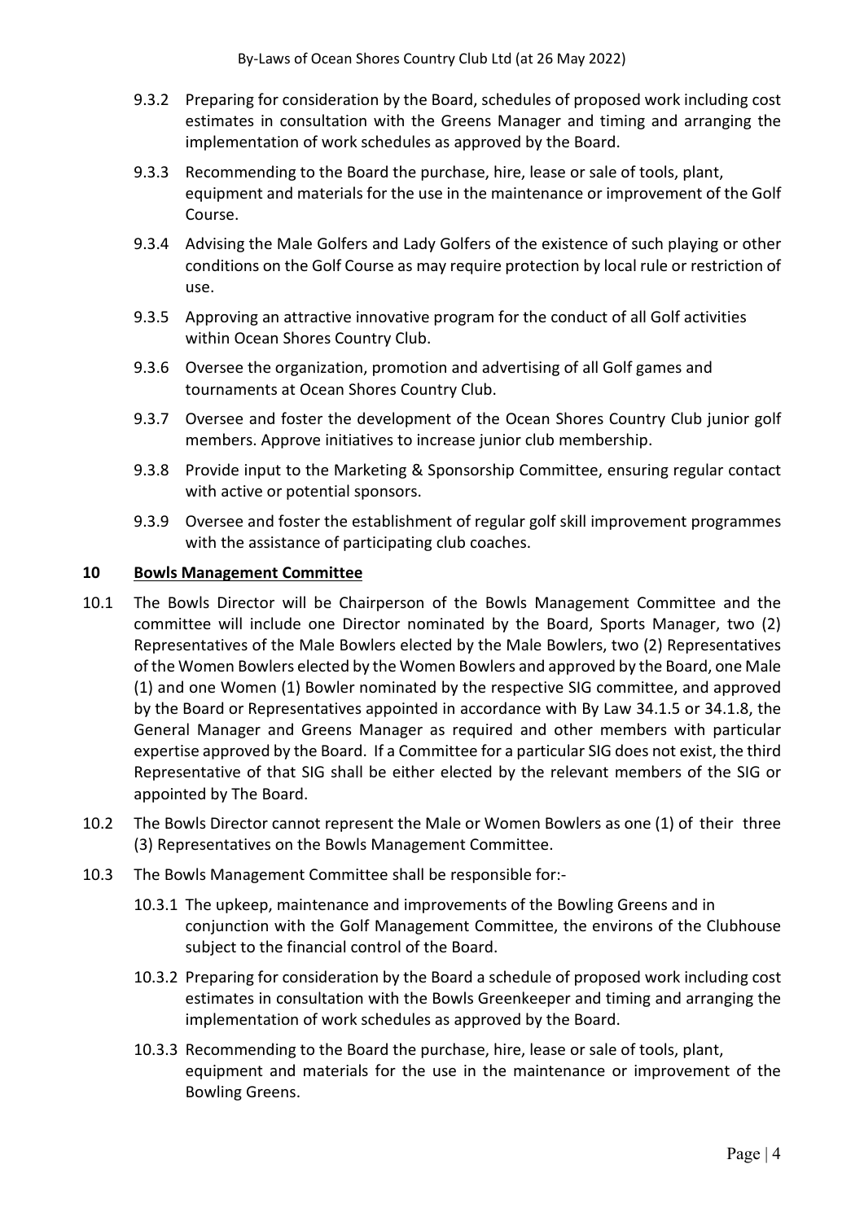9.3.2 Preparing for consideration by the Board, schedules of proposed work including cost estimates in consultation with the Greens Manager and timing and arranging the implementation of work schedules as approved by the Board.

9.3.3 Recommending to the Board the purchase, hire, lease or sale of tools, plant, equipment and materials for the use in the maintenance or improvement of the Golf Course.

9.3.4 Advising the Male Golfers and Lady Golfers of the existence of such playing or other conditions on the Golf Course as may require protection by local rule or restriction of use.

9.3.5 Approving an attractive innovative program for the conduct of all Golf activities within Ocean Shores Country Club.

9.3.6 Oversee the organization, promotion and advertising of all Golf games and tournaments at Ocean Shores Country Club.

9.3.7 Oversee and foster the development of the Ocean Shores Country Club junior golf members. Approve initiatives to increase junior club membership.

9.3.8 Provide input to the Marketing & Sponsorship Committee, ensuring regular contact with active or potential sponsors.

9.3.9 Oversee and foster the establishment of regular golf skill improvement programmes with the assistance of participating club coaches.

## 10 Bowls Management Committee

10.1 The Bowls Director will be Chairperson of the Bowls Management Committee and the committee will include one Director nominated by the Board, Sports Manager, two (2) Representatives of the Male Bowlers elected by the Male Bowlers, two (2) Representatives of the Women Bowlers elected by the Women Bowlers and approved by the Board, one Male (1) and one Women (1) Bowler nominated by the respective SIG committee, and approved by the Board or Representatives appointed in accordance with By Law 34.1.5 or 34.1.8, the General Manager and Greens Manager as required and other members with particular expertise approved by the Board. If a Committee for a particular SIG does not exist, the third Representative of that SIG shall be either elected by the relevant members of the SIG or appointed by The Board.

10.2 The Bowls Director cannot represent the Male or Women Bowlers as one (1) of their three (3) Representatives on the Bowls Management Committee.

10.3 The Bowls Management Committee shall be responsible for:-

10.3.1 The upkeep, maintenance and improvements of the Bowling Greens and in conjunction with the Golf Management Committee, the environs of the Clubhouse subject to the financial control of the Board.

10.3.2 Preparing for consideration by the Board a schedule of proposed work including cost estimates in consultation with the Bowls Greenkeeper and timing and arranging the implementation of work schedules as approved by the Board.

10.3.3 Recommending to the Board the purchase, hire, lease or sale of tools, plant, equipment and materials for the use in the maintenance or improvement of the Bowling Greens.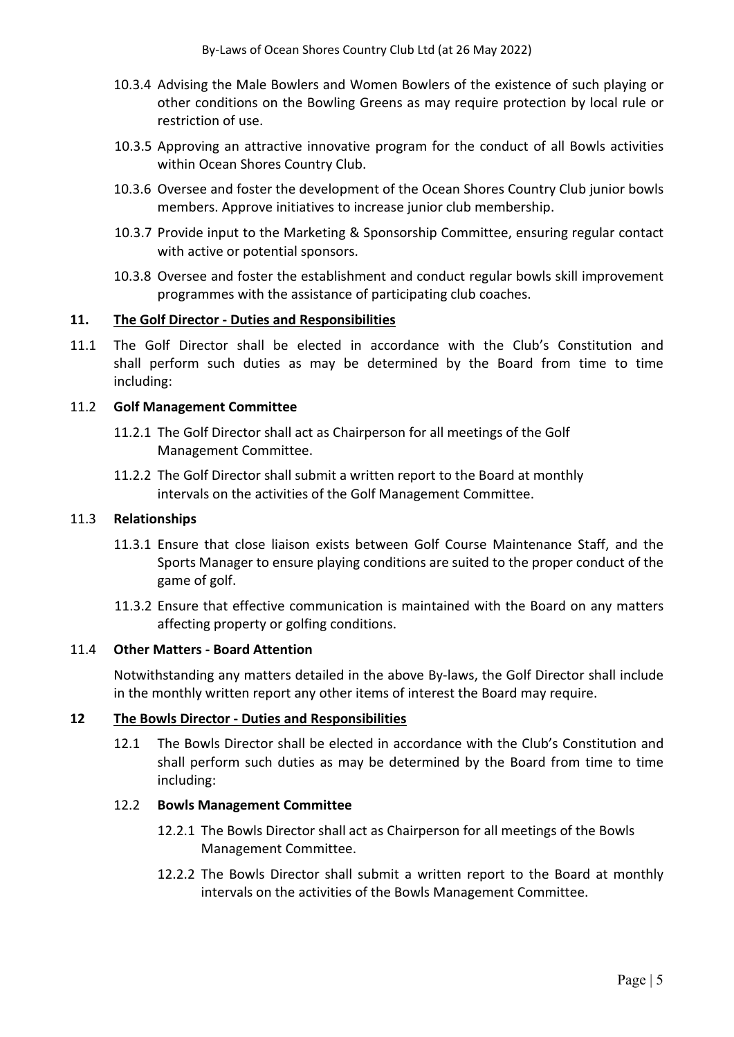10.3.4 Advising the Male Bowlers and Women Bowlers of the existence of such playing or other conditions on the Bowling Greens as may require protection by local rule or restriction of use.

10.3.5 Approving an attractive innovative program for the conduct of all Bowls activities within Ocean Shores Country Club.

10.3.6 Oversee and foster the development of the Ocean Shores Country Club junior bowls members. Approve initiatives to increase junior club membership.

10.3.7 Provide input to the Marketing & Sponsorship Committee, ensuring regular contact with active or potential sponsors.

10.3.8 Oversee and foster the establishment and conduct regular bowls skill improvement programmes with the assistance of participating club coaches.

## 11. The Golf Director - Duties and Responsibilities

11.1 The Golf Director shall be elected in accordance with the Club's Constitution and shall perform such duties as may be determined by the Board from time to time including:

### 11.2 Golf Management Committee

11.2.1 The Golf Director shall act as Chairperson for all meetings of the Golf Management Committee.

11.2.2 The Golf Director shall submit a written report to the Board at monthly intervals on the activities of the Golf Management Committee.

### 11.3 Relationships

11.3.1 Ensure that close liaison exists between Golf Course Maintenance Staff, and the Sports Manager to ensure playing conditions are suited to the proper conduct of the game of golf.

11.3.2 Ensure that effective communication is maintained with the Board on any matters affecting property or golfing conditions.

### 11.4 Other Matters - Board Attention

Notwithstanding any matters detailed in the above By-laws, the Golf Director shall include in the monthly written report any other items of interest the Board may require.

## 12 The Bowls Director - Duties and Responsibilities

12.1 The Bowls Director shall be elected in accordance with the Club's Constitution and shall perform such duties as may be determined by the Board from time to time including:

### 12.2 Bowls Management Committee

12.2.1 The Bowls Director shall act as Chairperson for all meetings of the Bowls Management Committee.

12.2.2 The Bowls Director shall submit a written report to the Board at monthly intervals on the activities of the Bowls Management Committee.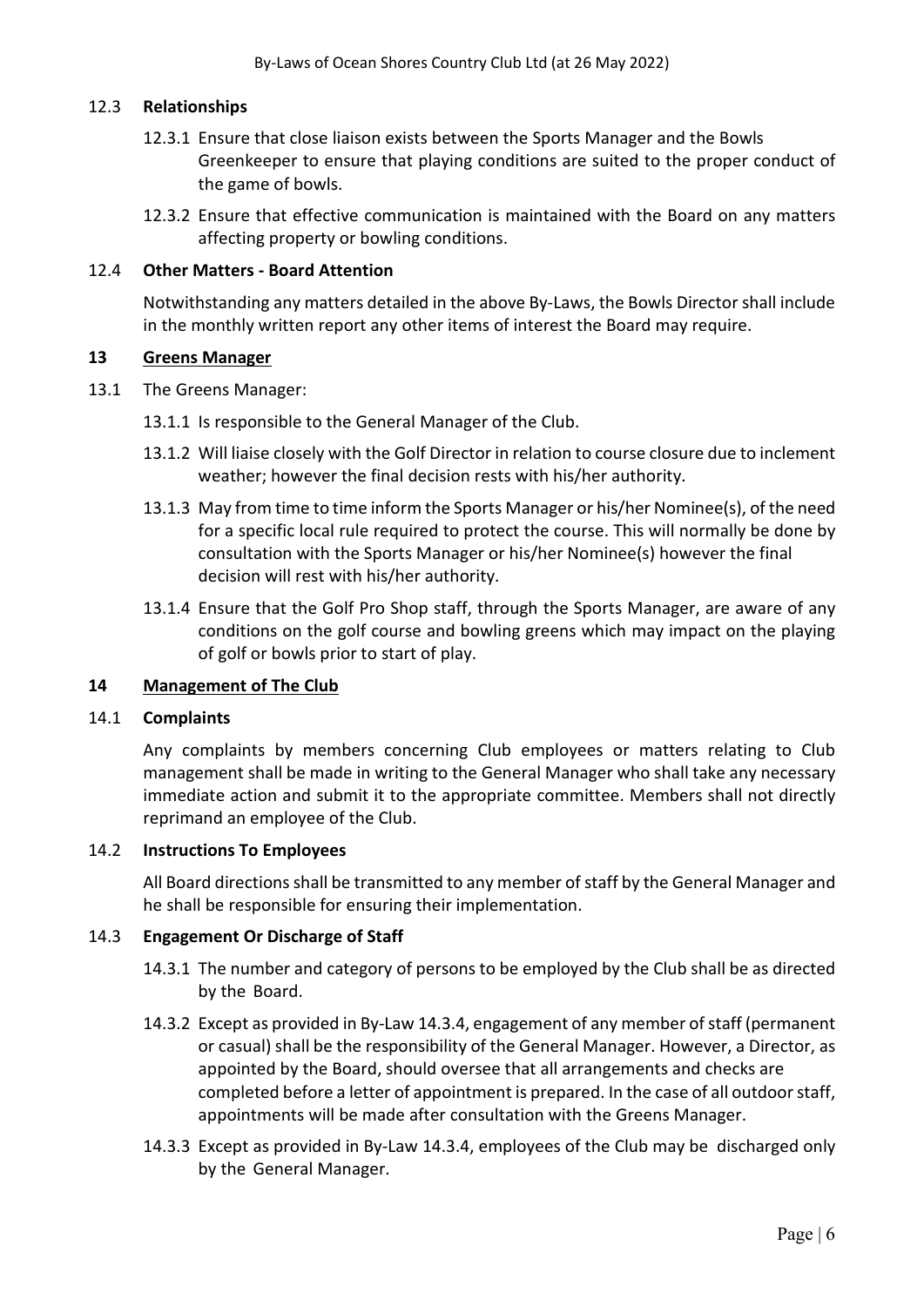### 12.3 **Relationships**

12.3.1 Ensure that close liaison exists between the Sports Manager and the Bowls Greenkeeper to ensure that playing conditions are suited to the proper conduct of the game of bowls.

12.3.2 Ensure that effective communication is maintained with the Board on any matters affecting property or bowling conditions.

### 12.4 **Other Matters - Board Attention**

Notwithstanding any matters detailed in the above By-Laws, the Bowls Director shall include in the monthly written report any other items of interest the Board may require.

## 13 Greens Manager

13.1 The Greens Manager:

13.1.1 Is responsible to the General Manager of the Club.

13.1.2 Will liaise closely with the Golf Director in relation to course closure due to inclement weather; however the final decision rests with his/her authority.

13.1.3 May from time to time inform the Sports Manager or his/her Nominee(s), of the need for a specific local rule required to protect the course. This will normally be done by consultation with the Sports Manager or his/her Nominee(s) however the final decision will rest with his/her authority.

13.1.4 Ensure that the Golf Pro Shop staff, through the Sports Manager, are aware of any conditions on the golf course and bowling greens which may impact on the playing of golf or bowls prior to start of play.

## 14 Management of The Club

### 14.1 **Complaints**

Any complaints by members concerning Club employees or matters relating to Club management shall be made in writing to the General Manager who shall take any necessary immediate action and submit it to the appropriate committee. Members shall not directly reprimand an employee of the Club.

### 14.2 **Instructions To Employees**

All Board directions shall be transmitted to any member of staff by the General Manager and he shall be responsible for ensuring their implementation.

### 14.3 **Engagement Or Discharge of Staff**

14.3.1 The number and category of persons to be employed by the Club shall be as directed by the Board.

14.3.2 Except as provided in By-Law 14.3.4, engagement of any member of staff (permanent or casual) shall be the responsibility of the General Manager. However, a Director, as appointed by the Board, should oversee that all arrangements and checks are completed before a letter of appointment is prepared. In the case of all outdoor staff, appointments will be made after consultation with the Greens Manager.

14.3.3 Except as provided in By-Law 14.3.4, employees of the Club may be discharged only by the General Manager.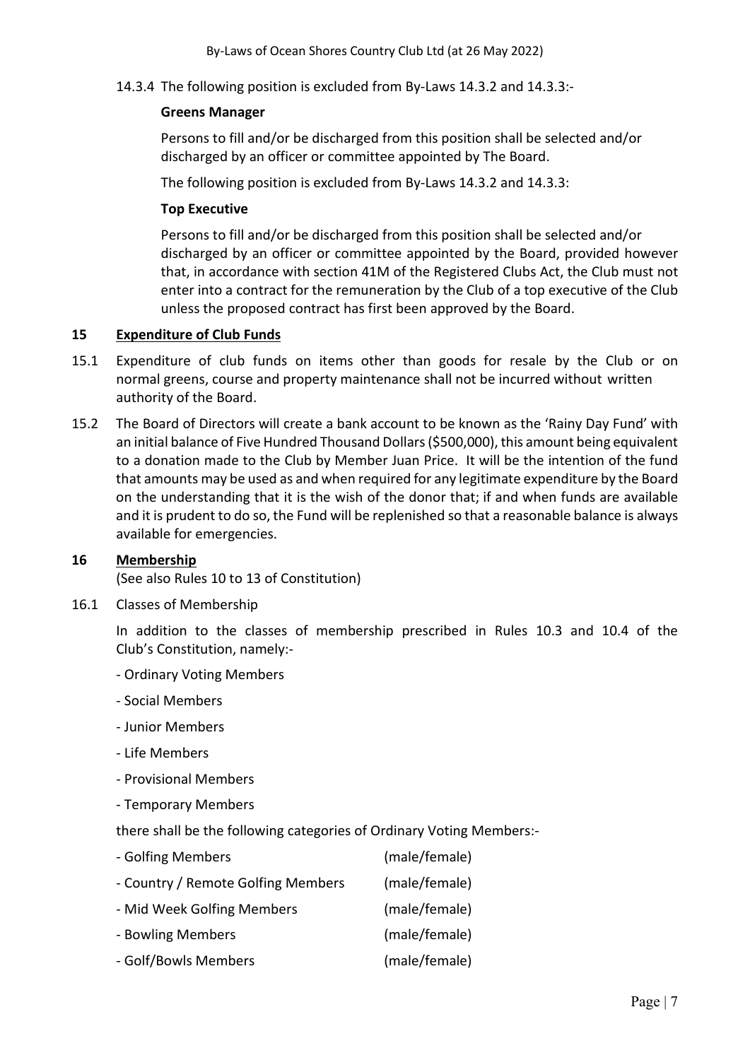14.3.4 The following position is excluded from By-Laws 14.3.2 and 14.3.3:-

**Greens Manager**

Persons to fill and/or be discharged from this position shall be selected and/or discharged by an officer or committee appointed by The Board.

The following position is excluded from By-Laws 14.3.2 and 14.3.3:

**Top Executive**

Persons to fill and/or be discharged from this position shall be selected and/or discharged by an officer or committee appointed by the Board, provided however that, in accordance with section 41M of the Registered Clubs Act, the Club must not enter into a contract for the remuneration by the Club of a top executive of the Club unless the proposed contract has first been approved by the Board.

## 15 Expenditure of Club Funds

15.1 Expenditure of club funds on items other than goods for resale by the Club or on normal greens, course and property maintenance shall not be incurred without written authority of the Board.

15.2 The Board of Directors will create a bank account to be known as the 'Rainy Day Fund' with an initial balance of Five Hundred Thousand Dollars ($500,000), this amount being equivalent to a donation made to the Club by Member Juan Price. It will be the intention of the fund that amounts may be used as and when required for any legitimate expenditure by the Board on the understanding that it is the wish of the donor that; if and when funds are available and it is prudent to do so, the Fund will be replenished so that a reasonable balance is always available for emergencies.

## 16 Membership

(See also Rules 10 to 13 of Constitution)

16.1 Classes of Membership

In addition to the classes of membership prescribed in Rules 10.3 and 10.4 of the Club's Constitution, namely:-

- Ordinary Voting Members
- Social Members
- Junior Members
- Life Members
- Provisional Members
- Temporary Members

there shall be the following categories of Ordinary Voting Members:-

- Golfing Members (male/female)
- Country / Remote Golfing Members (male/female)
- Mid Week Golfing Members (male/female)
- Bowling Members (male/female)
- Golf/Bowls Members (male/female)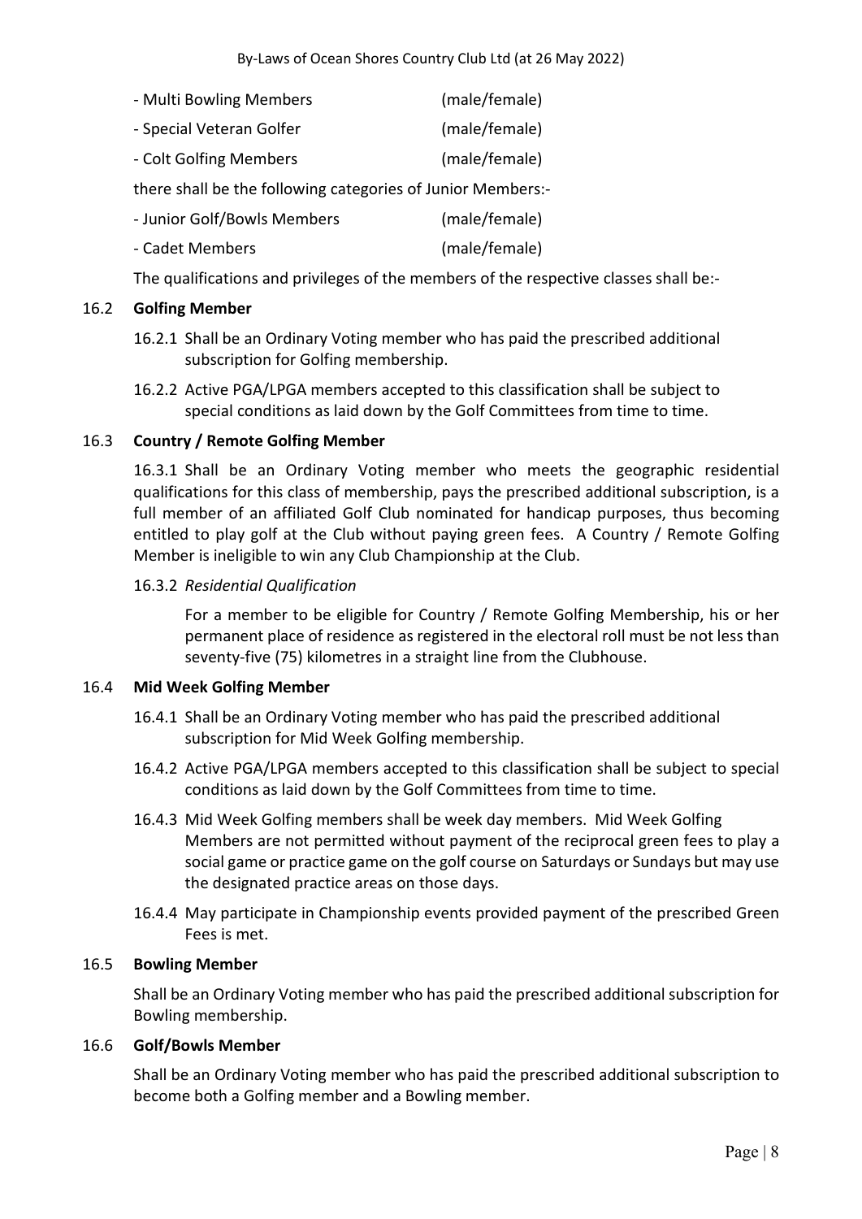- Multi Bowling Members (male/female)
- Special Veteran Golfer (male/female)
- Colt Golfing Members (male/female)

there shall be the following categories of Junior Members:-

- Junior Golf/Bowls Members (male/female)
- Cadet Members (male/female)

The qualifications and privileges of the members of the respective classes shall be:-

### 16.2 Golfing Member

16.2.1 Shall be an Ordinary Voting member who has paid the prescribed additional subscription for Golfing membership.

16.2.2 Active PGA/LPGA members accepted to this classification shall be subject to special conditions as laid down by the Golf Committees from time to time.

### 16.3 Country / Remote Golfing Member

16.3.1 Shall be an Ordinary Voting member who meets the geographic residential qualifications for this class of membership, pays the prescribed additional subscription, is a full member of an affiliated Golf Club nominated for handicap purposes, thus becoming entitled to play golf at the Club without paying green fees. A Country / Remote Golfing Member is ineligible to win any Club Championship at the Club.

16.3.2 *Residential Qualification*

For a member to be eligible for Country / Remote Golfing Membership, his or her permanent place of residence as registered in the electoral roll must be not less than seventy-five (75) kilometres in a straight line from the Clubhouse.

### 16.4 Mid Week Golfing Member

16.4.1 Shall be an Ordinary Voting member who has paid the prescribed additional subscription for Mid Week Golfing membership.

16.4.2 Active PGA/LPGA members accepted to this classification shall be subject to special conditions as laid down by the Golf Committees from time to time.

16.4.3 Mid Week Golfing members shall be week day members. Mid Week Golfing Members are not permitted without payment of the reciprocal green fees to play a social game or practice game on the golf course on Saturdays or Sundays but may use the designated practice areas on those days.

16.4.4 May participate in Championship events provided payment of the prescribed Green Fees is met.

### 16.5 Bowling Member

Shall be an Ordinary Voting member who has paid the prescribed additional subscription for Bowling membership.

### 16.6 Golf/Bowls Member

Shall be an Ordinary Voting member who has paid the prescribed additional subscription to become both a Golfing member and a Bowling member.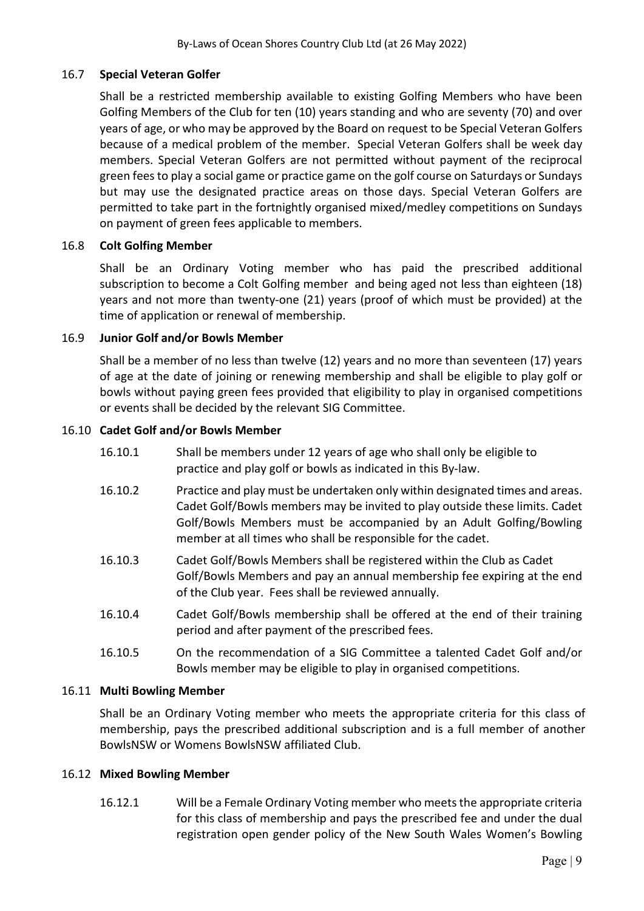### 16.7 **Special Veteran Golfer**

Shall be a restricted membership available to existing Golfing Members who have been Golfing Members of the Club for ten (10) years standing and who are seventy (70) and over years of age, or who may be approved by the Board on request to be Special Veteran Golfers because of a medical problem of the member. Special Veteran Golfers shall be week day members. Special Veteran Golfers are not permitted without payment of the reciprocal green fees to play a social game or practice game on the golf course on Saturdays or Sundays but may use the designated practice areas on those days. Special Veteran Golfers are permitted to take part in the fortnightly organised mixed/medley competitions on Sundays on payment of green fees applicable to members.

### 16.8 **Colt Golfing Member**

Shall be an Ordinary Voting member who has paid the prescribed additional subscription to become a Colt Golfing member and being aged not less than eighteen (18) years and not more than twenty-one (21) years (proof of which must be provided) at the time of application or renewal of membership.

### 16.9 **Junior Golf and/or Bowls Member**

Shall be a member of no less than twelve (12) years and no more than seventeen (17) years of age at the date of joining or renewing membership and shall be eligible to play golf or bowls without paying green fees provided that eligibility to play in organised competitions or events shall be decided by the relevant SIG Committee.

### 16.10 **Cadet Golf and/or Bowls Member**

16.10.1 Shall be members under 12 years of age who shall only be eligible to practice and play golf or bowls as indicated in this By-law.

16.10.2 Practice and play must be undertaken only within designated times and areas. Cadet Golf/Bowls members may be invited to play outside these limits. Cadet Golf/Bowls Members must be accompanied by an Adult Golfing/Bowling member at all times who shall be responsible for the cadet.

16.10.3 Cadet Golf/Bowls Members shall be registered within the Club as Cadet Golf/Bowls Members and pay an annual membership fee expiring at the end of the Club year. Fees shall be reviewed annually.

16.10.4 Cadet Golf/Bowls membership shall be offered at the end of their training period and after payment of the prescribed fees.

16.10.5 On the recommendation of a SIG Committee a talented Cadet Golf and/or Bowls member may be eligible to play in organised competitions.

### 16.11 **Multi Bowling Member**

Shall be an Ordinary Voting member who meets the appropriate criteria for this class of membership, pays the prescribed additional subscription and is a full member of another BowlsNSW or Womens BowlsNSW affiliated Club.

### 16.12 **Mixed Bowling Member**

16.12.1 Will be a Female Ordinary Voting member who meets the appropriate criteria for this class of membership and pays the prescribed fee and under the dual registration open gender policy of the New South Wales Women's Bowling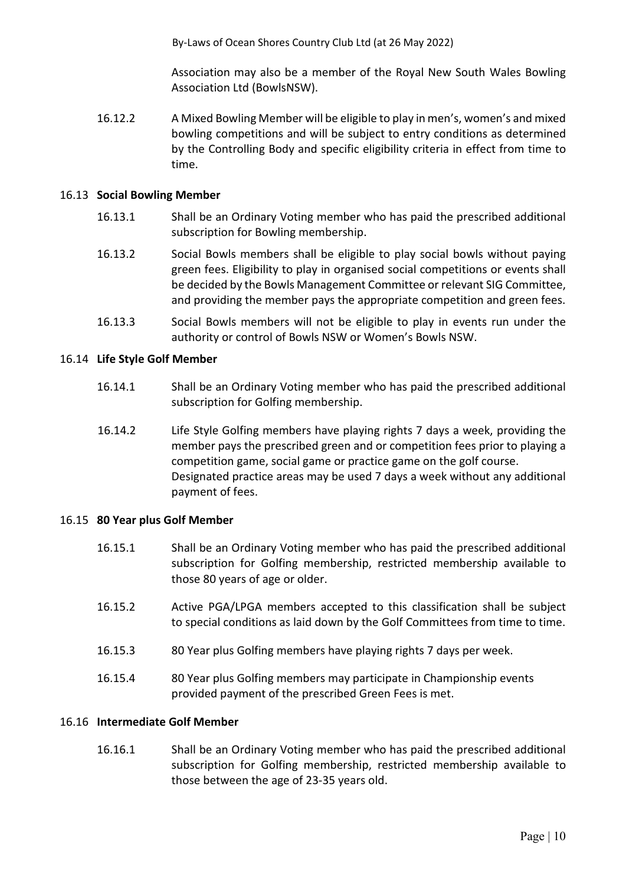Association may also be a member of the Royal New South Wales Bowling Association Ltd (BowlsNSW).

16.12.2 A Mixed Bowling Member will be eligible to play in men's, women's and mixed bowling competitions and will be subject to entry conditions as determined by the Controlling Body and specific eligibility criteria in effect from time to time.

16.13 **Social Bowling Member**

16.13.1 Shall be an Ordinary Voting member who has paid the prescribed additional subscription for Bowling membership.

16.13.2 Social Bowls members shall be eligible to play social bowls without paying green fees. Eligibility to play in organised social competitions or events shall be decided by the Bowls Management Committee or relevant SIG Committee, and providing the member pays the appropriate competition and green fees.

16.13.3 Social Bowls members will not be eligible to play in events run under the authority or control of Bowls NSW or Women's Bowls NSW.

16.14 **Life Style Golf Member**

16.14.1 Shall be an Ordinary Voting member who has paid the prescribed additional subscription for Golfing membership.

16.14.2 Life Style Golfing members have playing rights 7 days a week, providing the member pays the prescribed green and or competition fees prior to playing a competition game, social game or practice game on the golf course. Designated practice areas may be used 7 days a week without any additional payment of fees.

16.15 **80 Year plus Golf Member**

16.15.1 Shall be an Ordinary Voting member who has paid the prescribed additional subscription for Golfing membership, restricted membership available to those 80 years of age or older.

16.15.2 Active PGA/LPGA members accepted to this classification shall be subject to special conditions as laid down by the Golf Committees from time to time.

16.15.3 80 Year plus Golfing members have playing rights 7 days per week.

16.15.4 80 Year plus Golfing members may participate in Championship events provided payment of the prescribed Green Fees is met.

16.16 **Intermediate Golf Member**

16.16.1 Shall be an Ordinary Voting member who has paid the prescribed additional subscription for Golfing membership, restricted membership available to those between the age of 23-35 years old.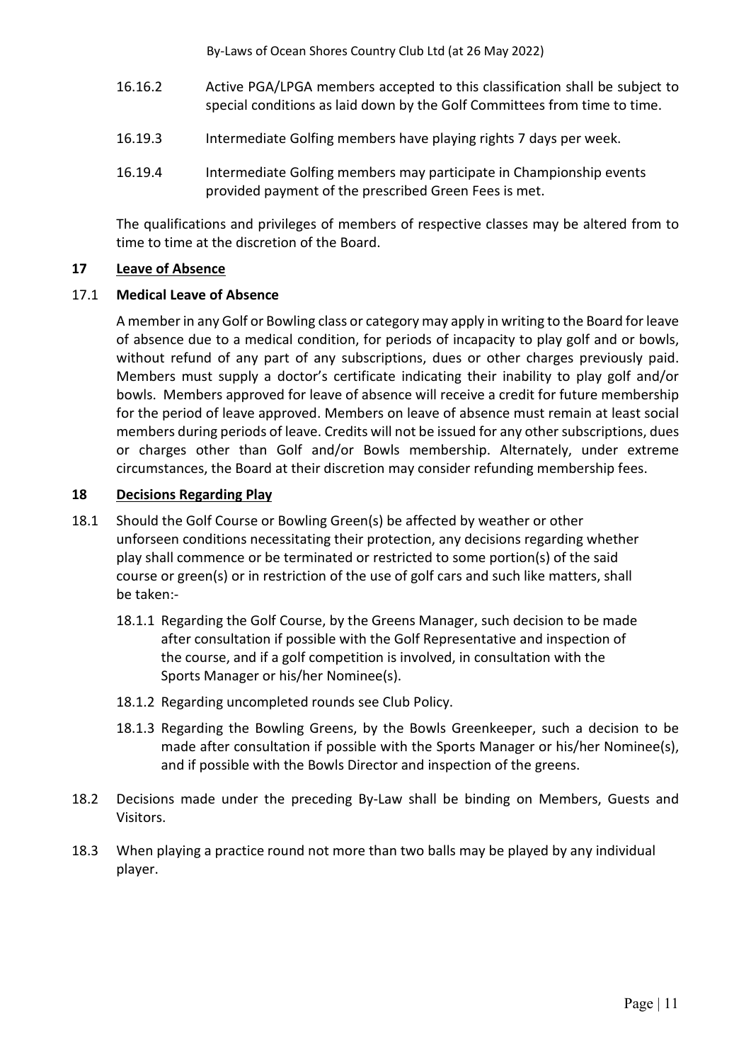16.16.2 Active PGA/LPGA members accepted to this classification shall be subject to special conditions as laid down by the Golf Committees from time to time.

16.19.3 Intermediate Golfing members have playing rights 7 days per week.

16.19.4 Intermediate Golfing members may participate in Championship events provided payment of the prescribed Green Fees is met.

The qualifications and privileges of members of respective classes may be altered from to time to time at the discretion of the Board.

## 17 Leave of Absence

### 17.1 Medical Leave of Absence

A member in any Golf or Bowling class or category may apply in writing to the Board for leave of absence due to a medical condition, for periods of incapacity to play golf and or bowls, without refund of any part of any subscriptions, dues or other charges previously paid. Members must supply a doctor's certificate indicating their inability to play golf and/or bowls. Members approved for leave of absence will receive a credit for future membership for the period of leave approved. Members on leave of absence must remain at least social members during periods of leave. Credits will not be issued for any other subscriptions, dues or charges other than Golf and/or Bowls membership. Alternately, under extreme circumstances, the Board at their discretion may consider refunding membership fees.

## 18 Decisions Regarding Play

18.1 Should the Golf Course or Bowling Green(s) be affected by weather or other unforseen conditions necessitating their protection, any decisions regarding whether play shall commence or be terminated or restricted to some portion(s) of the said course or green(s) or in restriction of the use of golf cars and such like matters, shall be taken:-

18.1.1 Regarding the Golf Course, by the Greens Manager, such decision to be made after consultation if possible with the Golf Representative and inspection of the course, and if a golf competition is involved, in consultation with the Sports Manager or his/her Nominee(s).

18.1.2 Regarding uncompleted rounds see Club Policy.

18.1.3 Regarding the Bowling Greens, by the Bowls Greenkeeper, such a decision to be made after consultation if possible with the Sports Manager or his/her Nominee(s), and if possible with the Bowls Director and inspection of the greens.

18.2 Decisions made under the preceding By-Law shall be binding on Members, Guests and Visitors.

18.3 When playing a practice round not more than two balls may be played by any individual player.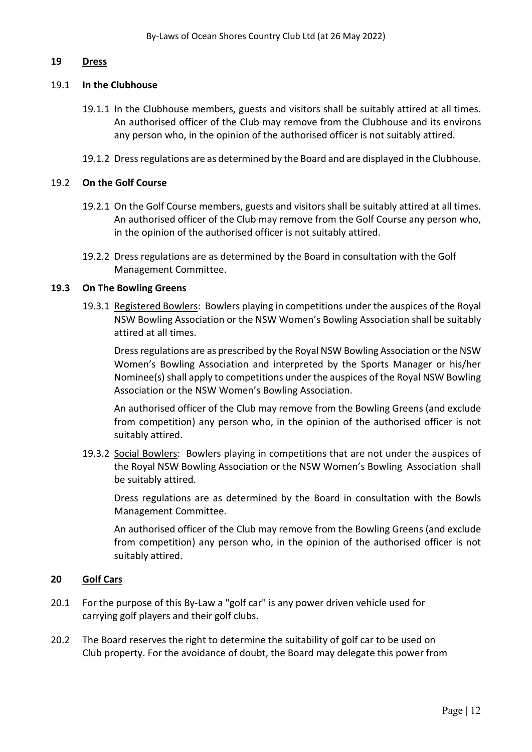## 19 Dress

### 19.1 In the Clubhouse

19.1.1 In the Clubhouse members, guests and visitors shall be suitably attired at all times. An authorised officer of the Club may remove from the Clubhouse and its environs any person who, in the opinion of the authorised officer is not suitably attired.

19.1.2 Dress regulations are as determined by the Board and are displayed in the Clubhouse.

### 19.2 On the Golf Course

19.2.1 On the Golf Course members, guests and visitors shall be suitably attired at all times. An authorised officer of the Club may remove from the Golf Course any person who, in the opinion of the authorised officer is not suitably attired.

19.2.2 Dress regulations are as determined by the Board in consultation with the Golf Management Committee.

### 19.3 On The Bowling Greens

19.3.1 Registered Bowlers: Bowlers playing in competitions under the auspices of the Royal NSW Bowling Association or the NSW Women's Bowling Association shall be suitably attired at all times.

Dress regulations are as prescribed by the Royal NSW Bowling Association or the NSW Women's Bowling Association and interpreted by the Sports Manager or his/her Nominee(s) shall apply to competitions under the auspices of the Royal NSW Bowling Association or the NSW Women's Bowling Association.

An authorised officer of the Club may remove from the Bowling Greens (and exclude from competition) any person who, in the opinion of the authorised officer is not suitably attired.

19.3.2 Social Bowlers: Bowlers playing in competitions that are not under the auspices of the Royal NSW Bowling Association or the NSW Women's Bowling Association shall be suitably attired.

Dress regulations are as determined by the Board in consultation with the Bowls Management Committee.

An authorised officer of the Club may remove from the Bowling Greens (and exclude from competition) any person who, in the opinion of the authorised officer is not suitably attired.

## 20 Golf Cars

20.1 For the purpose of this By-Law a "golf car" is any power driven vehicle used for carrying golf players and their golf clubs.

20.2 The Board reserves the right to determine the suitability of golf car to be used on Club property. For the avoidance of doubt, the Board may delegate this power from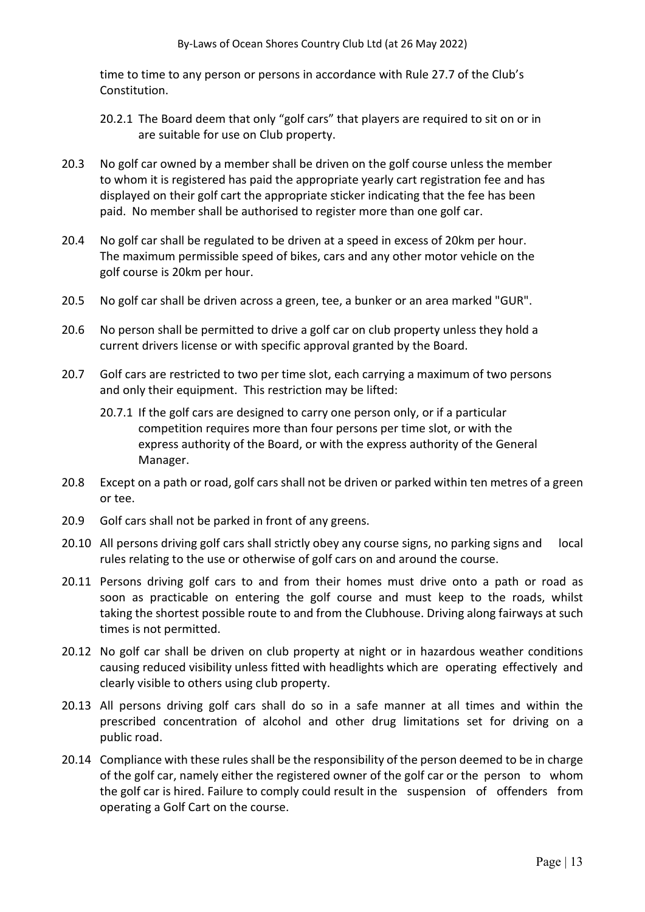time to time to any person or persons in accordance with Rule 27.7 of the Club's Constitution.

20.2.1 The Board deem that only "golf cars" that players are required to sit on or in are suitable for use on Club property.

20.3 No golf car owned by a member shall be driven on the golf course unless the member to whom it is registered has paid the appropriate yearly cart registration fee and has displayed on their golf cart the appropriate sticker indicating that the fee has been paid. No member shall be authorised to register more than one golf car.

20.4 No golf car shall be regulated to be driven at a speed in excess of 20km per hour. The maximum permissible speed of bikes, cars and any other motor vehicle on the golf course is 20km per hour.

20.5 No golf car shall be driven across a green, tee, a bunker or an area marked "GUR".

20.6 No person shall be permitted to drive a golf car on club property unless they hold a current drivers license or with specific approval granted by the Board.

20.7 Golf cars are restricted to two per time slot, each carrying a maximum of two persons and only their equipment. This restriction may be lifted:

20.7.1 If the golf cars are designed to carry one person only, or if a particular competition requires more than four persons per time slot, or with the express authority of the Board, or with the express authority of the General Manager.

20.8 Except on a path or road, golf cars shall not be driven or parked within ten metres of a green or tee.

20.9 Golf cars shall not be parked in front of any greens.

20.10 All persons driving golf cars shall strictly obey any course signs, no parking signs and local rules relating to the use or otherwise of golf cars on and around the course.

20.11 Persons driving golf cars to and from their homes must drive onto a path or road as soon as practicable on entering the golf course and must keep to the roads, whilst taking the shortest possible route to and from the Clubhouse. Driving along fairways at such times is not permitted.

20.12 No golf car shall be driven on club property at night or in hazardous weather conditions causing reduced visibility unless fitted with headlights which are operating effectively and clearly visible to others using club property.

20.13 All persons driving golf cars shall do so in a safe manner at all times and within the prescribed concentration of alcohol and other drug limitations set for driving on a public road.

20.14 Compliance with these rules shall be the responsibility of the person deemed to be in charge of the golf car, namely either the registered owner of the golf car or the person to whom the golf car is hired. Failure to comply could result in the suspension of offenders from operating a Golf Cart on the course.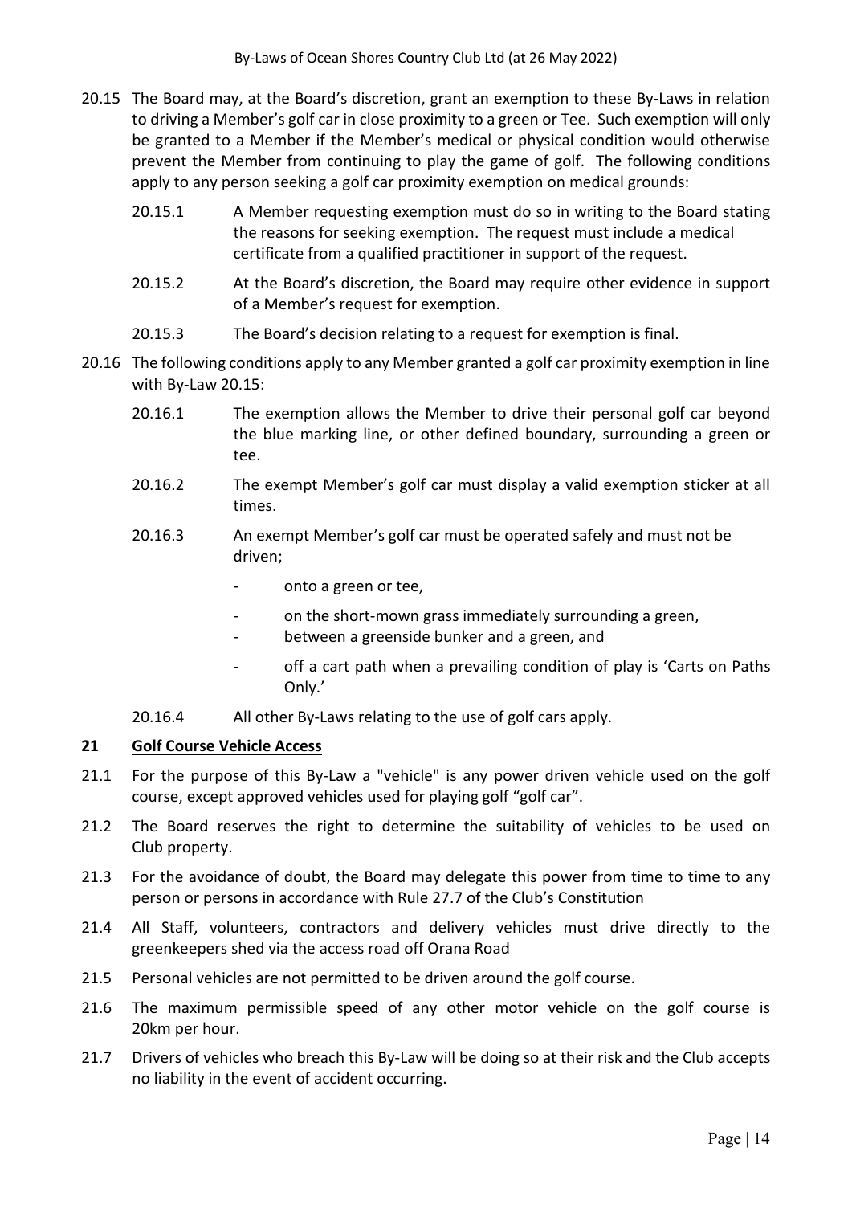20.15 The Board may, at the Board's discretion, grant an exemption to these By-Laws in relation to driving a Member's golf car in close proximity to a green or Tee. Such exemption will only be granted to a Member if the Member's medical or physical condition would otherwise prevent the Member from continuing to play the game of golf. The following conditions apply to any person seeking a golf car proximity exemption on medical grounds:

20.15.1 A Member requesting exemption must do so in writing to the Board stating the reasons for seeking exemption. The request must include a medical certificate from a qualified practitioner in support of the request.

20.15.2 At the Board's discretion, the Board may require other evidence in support of a Member's request for exemption.

20.15.3 The Board's decision relating to a request for exemption is final.

20.16 The following conditions apply to any Member granted a golf car proximity exemption in line with By-Law 20.15:

20.16.1 The exemption allows the Member to drive their personal golf car beyond the blue marking line, or other defined boundary, surrounding a green or tee.

20.16.2 The exempt Member's golf car must display a valid exemption sticker at all times.

20.16.3 An exempt Member's golf car must be operated safely and must not be driven;

- onto a green or tee,
- on the short-mown grass immediately surrounding a green,
- between a greenside bunker and a green, and
- off a cart path when a prevailing condition of play is 'Carts on Paths Only.'

20.16.4 All other By-Laws relating to the use of golf cars apply.

## 21 Golf Course Vehicle Access

21.1 For the purpose of this By-Law a "vehicle" is any power driven vehicle used on the golf course, except approved vehicles used for playing golf "golf car".

21.2 The Board reserves the right to determine the suitability of vehicles to be used on Club property.

21.3 For the avoidance of doubt, the Board may delegate this power from time to time to any person or persons in accordance with Rule 27.7 of the Club's Constitution

21.4 All Staff, volunteers, contractors and delivery vehicles must drive directly to the greenkeepers shed via the access road off Orana Road

21.5 Personal vehicles are not permitted to be driven around the golf course.

21.6 The maximum permissible speed of any other motor vehicle on the golf course is 20km per hour.

21.7 Drivers of vehicles who breach this By-Law will be doing so at their risk and the Club accepts no liability in the event of accident occurring.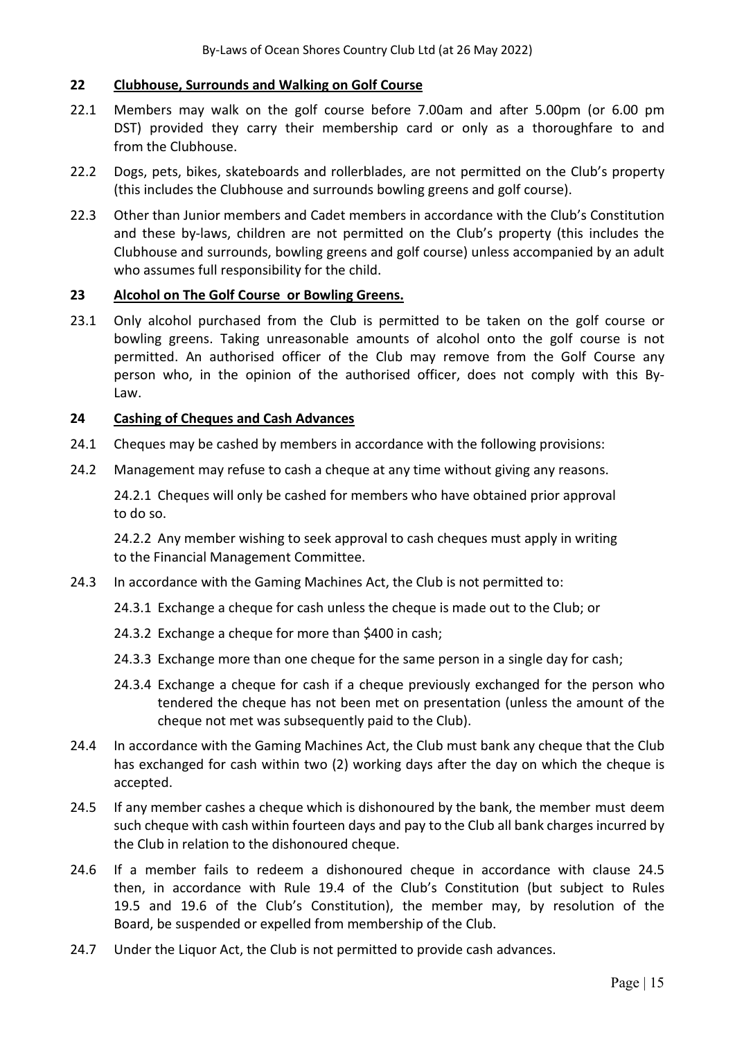## 22 Clubhouse, Surrounds and Walking on Golf Course

22.1 Members may walk on the golf course before 7.00am and after 5.00pm (or 6.00 pm DST) provided they carry their membership card or only as a thoroughfare to and from the Clubhouse.

22.2 Dogs, pets, bikes, skateboards and rollerblades, are not permitted on the Club's property (this includes the Clubhouse and surrounds bowling greens and golf course).

22.3 Other than Junior members and Cadet members in accordance with the Club's Constitution and these by-laws, children are not permitted on the Club's property (this includes the Clubhouse and surrounds, bowling greens and golf course) unless accompanied by an adult who assumes full responsibility for the child.

## 23 Alcohol on The Golf Course or Bowling Greens.

23.1 Only alcohol purchased from the Club is permitted to be taken on the golf course or bowling greens. Taking unreasonable amounts of alcohol onto the golf course is not permitted. An authorised officer of the Club may remove from the Golf Course any person who, in the opinion of the authorised officer, does not comply with this By-Law.

## 24 Cashing of Cheques and Cash Advances

24.1 Cheques may be cashed by members in accordance with the following provisions:

24.2 Management may refuse to cash a cheque at any time without giving any reasons.

24.2.1 Cheques will only be cashed for members who have obtained prior approval to do so.

24.2.2 Any member wishing to seek approval to cash cheques must apply in writing to the Financial Management Committee.

24.3 In accordance with the Gaming Machines Act, the Club is not permitted to:

24.3.1 Exchange a cheque for cash unless the cheque is made out to the Club; or

24.3.2 Exchange a cheque for more than $400 in cash;

24.3.3 Exchange more than one cheque for the same person in a single day for cash;

24.3.4 Exchange a cheque for cash if a cheque previously exchanged for the person who tendered the cheque has not been met on presentation (unless the amount of the cheque not met was subsequently paid to the Club).

24.4 In accordance with the Gaming Machines Act, the Club must bank any cheque that the Club has exchanged for cash within two (2) working days after the day on which the cheque is accepted.

24.5 If any member cashes a cheque which is dishonoured by the bank, the member must deem such cheque with cash within fourteen days and pay to the Club all bank charges incurred by the Club in relation to the dishonoured cheque.

24.6 If a member fails to redeem a dishonoured cheque in accordance with clause 24.5 then, in accordance with Rule 19.4 of the Club's Constitution (but subject to Rules 19.5 and 19.6 of the Club's Constitution), the member may, by resolution of the Board, be suspended or expelled from membership of the Club.

24.7 Under the Liquor Act, the Club is not permitted to provide cash advances.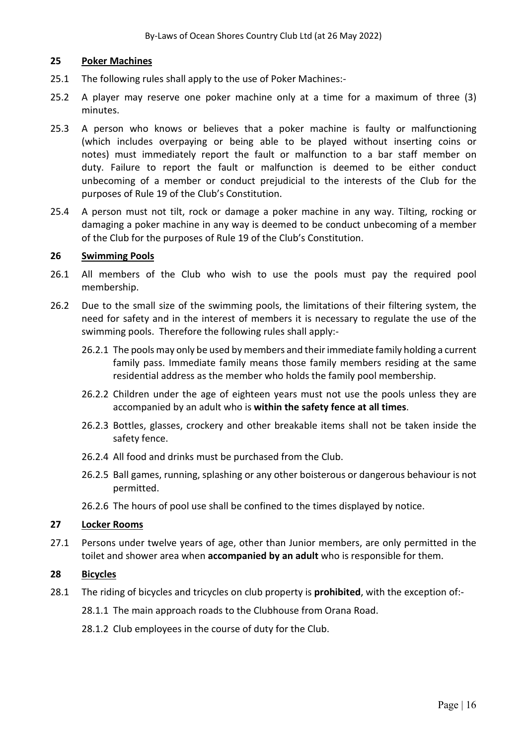## 25 Poker Machines

25.1 The following rules shall apply to the use of Poker Machines:-

25.2 A player may reserve one poker machine only at a time for a maximum of three (3) minutes.

25.3 A person who knows or believes that a poker machine is faulty or malfunctioning (which includes overpaying or being able to be played without inserting coins or notes) must immediately report the fault or malfunction to a bar staff member on duty. Failure to report the fault or malfunction is deemed to be either conduct unbecoming of a member or conduct prejudicial to the interests of the Club for the purposes of Rule 19 of the Club's Constitution.

25.4 A person must not tilt, rock or damage a poker machine in any way. Tilting, rocking or damaging a poker machine in any way is deemed to be conduct unbecoming of a member of the Club for the purposes of Rule 19 of the Club's Constitution.

## 26 Swimming Pools

26.1 All members of the Club who wish to use the pools must pay the required pool membership.

26.2 Due to the small size of the swimming pools, the limitations of their filtering system, the need for safety and in the interest of members it is necessary to regulate the use of the swimming pools. Therefore the following rules shall apply:-

26.2.1 The pools may only be used by members and their immediate family holding a current family pass. Immediate family means those family members residing at the same residential address as the member who holds the family pool membership.

26.2.2 Children under the age of eighteen years must not use the pools unless they are accompanied by an adult who is **within the safety fence at all times**.

26.2.3 Bottles, glasses, crockery and other breakable items shall not be taken inside the safety fence.

26.2.4 All food and drinks must be purchased from the Club.

26.2.5 Ball games, running, splashing or any other boisterous or dangerous behaviour is not permitted.

26.2.6 The hours of pool use shall be confined to the times displayed by notice.

## 27 Locker Rooms

27.1 Persons under twelve years of age, other than Junior members, are only permitted in the toilet and shower area when **accompanied by an adult** who is responsible for them.

## 28 Bicycles

28.1 The riding of bicycles and tricycles on club property is **prohibited**, with the exception of:-

28.1.1 The main approach roads to the Clubhouse from Orana Road.

28.1.2 Club employees in the course of duty for the Club.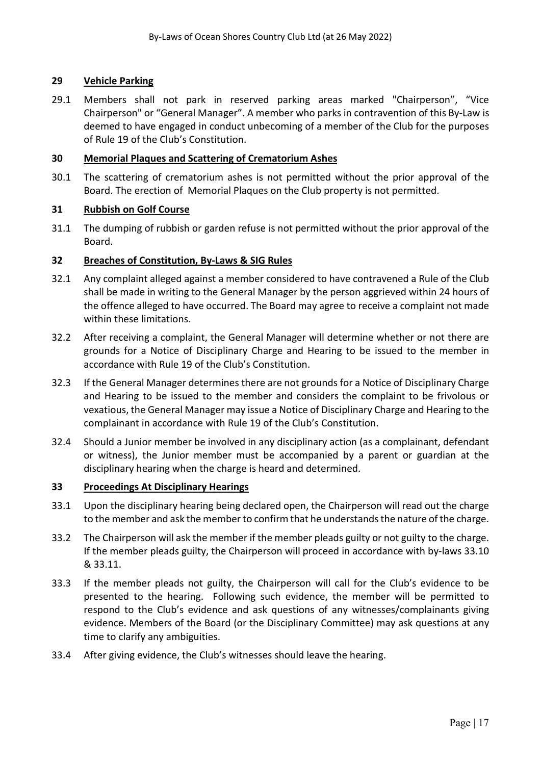## 29 Vehicle Parking

29.1 Members shall not park in reserved parking areas marked "Chairperson", "Vice Chairperson" or "General Manager". A member who parks in contravention of this By-Law is deemed to have engaged in conduct unbecoming of a member of the Club for the purposes of Rule 19 of the Club's Constitution.

## 30 Memorial Plaques and Scattering of Crematorium Ashes

30.1 The scattering of crematorium ashes is not permitted without the prior approval of the Board. The erection of Memorial Plaques on the Club property is not permitted.

## 31 Rubbish on Golf Course

31.1 The dumping of rubbish or garden refuse is not permitted without the prior approval of the Board.

## 32 Breaches of Constitution, By-Laws & SIG Rules

32.1 Any complaint alleged against a member considered to have contravened a Rule of the Club shall be made in writing to the General Manager by the person aggrieved within 24 hours of the offence alleged to have occurred. The Board may agree to receive a complaint not made within these limitations.

32.2 After receiving a complaint, the General Manager will determine whether or not there are grounds for a Notice of Disciplinary Charge and Hearing to be issued to the member in accordance with Rule 19 of the Club's Constitution.

32.3 If the General Manager determines there are not grounds for a Notice of Disciplinary Charge and Hearing to be issued to the member and considers the complaint to be frivolous or vexatious, the General Manager may issue a Notice of Disciplinary Charge and Hearing to the complainant in accordance with Rule 19 of the Club's Constitution.

32.4 Should a Junior member be involved in any disciplinary action (as a complainant, defendant or witness), the Junior member must be accompanied by a parent or guardian at the disciplinary hearing when the charge is heard and determined.

## 33 Proceedings At Disciplinary Hearings

33.1 Upon the disciplinary hearing being declared open, the Chairperson will read out the charge to the member and ask the member to confirm that he understands the nature of the charge.

33.2 The Chairperson will ask the member if the member pleads guilty or not guilty to the charge. If the member pleads guilty, the Chairperson will proceed in accordance with by-laws 33.10 & 33.11.

33.3 If the member pleads not guilty, the Chairperson will call for the Club's evidence to be presented to the hearing. Following such evidence, the member will be permitted to respond to the Club's evidence and ask questions of any witnesses/complainants giving evidence. Members of the Board (or the Disciplinary Committee) may ask questions at any time to clarify any ambiguities.

33.4 After giving evidence, the Club's witnesses should leave the hearing.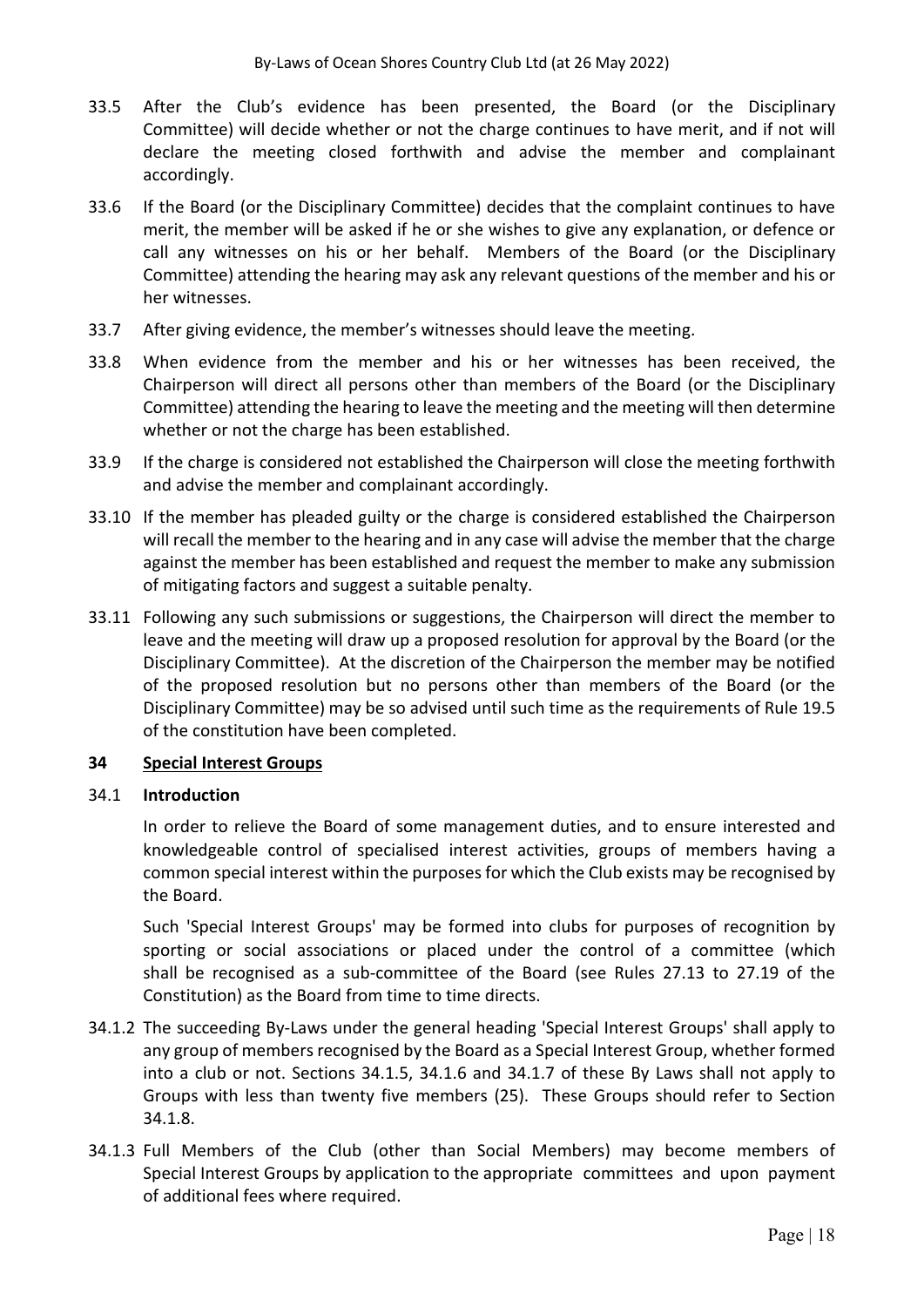33.5 After the Club's evidence has been presented, the Board (or the Disciplinary Committee) will decide whether or not the charge continues to have merit, and if not will declare the meeting closed forthwith and advise the member and complainant accordingly.

33.6 If the Board (or the Disciplinary Committee) decides that the complaint continues to have merit, the member will be asked if he or she wishes to give any explanation, or defence or call any witnesses on his or her behalf. Members of the Board (or the Disciplinary Committee) attending the hearing may ask any relevant questions of the member and his or her witnesses.

33.7 After giving evidence, the member's witnesses should leave the meeting.

33.8 When evidence from the member and his or her witnesses has been received, the Chairperson will direct all persons other than members of the Board (or the Disciplinary Committee) attending the hearing to leave the meeting and the meeting will then determine whether or not the charge has been established.

33.9 If the charge is considered not established the Chairperson will close the meeting forthwith and advise the member and complainant accordingly.

33.10 If the member has pleaded guilty or the charge is considered established the Chairperson will recall the member to the hearing and in any case will advise the member that the charge against the member has been established and request the member to make any submission of mitigating factors and suggest a suitable penalty.

33.11 Following any such submissions or suggestions, the Chairperson will direct the member to leave the meeting and the meeting will draw up a proposed resolution for approval by the Board (or the Disciplinary Committee). At the discretion of the Chairperson the member may be notified of the proposed resolution but no persons other than members of the Board (or the Disciplinary Committee) may be so advised until such time as the requirements of Rule 19.5 of the constitution have been completed.

## 34 Special Interest Groups

### 34.1 Introduction

In order to relieve the Board of some management duties, and to ensure interested and knowledgeable control of specialised interest activities, groups of members having a common special interest within the purposes for which the Club exists may be recognised by the Board.

Such 'Special Interest Groups' may be formed into clubs for purposes of recognition by sporting or social associations or placed under the control of a committee (which shall be recognised as a sub-committee of the Board (see Rules 27.13 to 27.19 of the Constitution) as the Board from time to time directs.

34.1.2 The succeeding By-Laws under the general heading 'Special Interest Groups' shall apply to any group of members recognised by the Board as a Special Interest Group, whether formed into a club or not. Sections 34.1.5, 34.1.6 and 34.1.7 of these By Laws shall not apply to Groups with less than twenty five members (25). These Groups should refer to Section 34.1.8.

34.1.3 Full Members of the Club (other than Social Members) may become members of Special Interest Groups by application to the appropriate committees and upon payment of additional fees where required.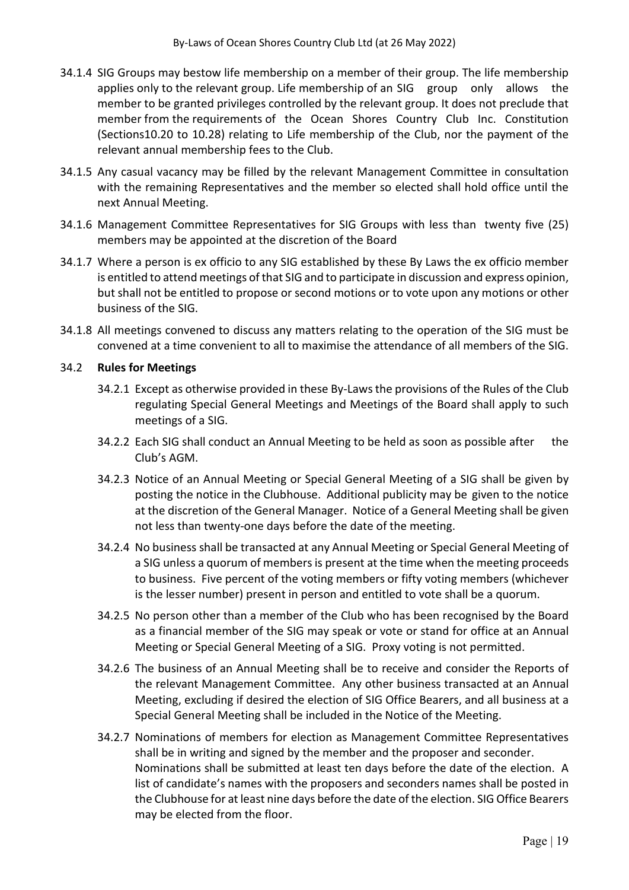34.1.4 SIG Groups may bestow life membership on a member of their group. The life membership applies only to the relevant group. Life membership of an SIG group only allows the member to be granted privileges controlled by the relevant group. It does not preclude that member from the requirements of the Ocean Shores Country Club Inc. Constitution (Sections10.20 to 10.28) relating to Life membership of the Club, nor the payment of the relevant annual membership fees to the Club.

34.1.5 Any casual vacancy may be filled by the relevant Management Committee in consultation with the remaining Representatives and the member so elected shall hold office until the next Annual Meeting.

34.1.6 Management Committee Representatives for SIG Groups with less than twenty five (25) members may be appointed at the discretion of the Board

34.1.7 Where a person is ex officio to any SIG established by these By Laws the ex officio member is entitled to attend meetings of that SIG and to participate in discussion and express opinion, but shall not be entitled to propose or second motions or to vote upon any motions or other business of the SIG.

34.1.8 All meetings convened to discuss any matters relating to the operation of the SIG must be convened at a time convenient to all to maximise the attendance of all members of the SIG.

34.2 **Rules for Meetings**

34.2.1 Except as otherwise provided in these By-Laws the provisions of the Rules of the Club regulating Special General Meetings and Meetings of the Board shall apply to such meetings of a SIG.

34.2.2 Each SIG shall conduct an Annual Meeting to be held as soon as possible after the Club's AGM.

34.2.3 Notice of an Annual Meeting or Special General Meeting of a SIG shall be given by posting the notice in the Clubhouse. Additional publicity may be given to the notice at the discretion of the General Manager. Notice of a General Meeting shall be given not less than twenty-one days before the date of the meeting.

34.2.4 No business shall be transacted at any Annual Meeting or Special General Meeting of a SIG unless a quorum of members is present at the time when the meeting proceeds to business. Five percent of the voting members or fifty voting members (whichever is the lesser number) present in person and entitled to vote shall be a quorum.

34.2.5 No person other than a member of the Club who has been recognised by the Board as a financial member of the SIG may speak or vote or stand for office at an Annual Meeting or Special General Meeting of a SIG. Proxy voting is not permitted.

34.2.6 The business of an Annual Meeting shall be to receive and consider the Reports of the relevant Management Committee. Any other business transacted at an Annual Meeting, excluding if desired the election of SIG Office Bearers, and all business at a Special General Meeting shall be included in the Notice of the Meeting.

34.2.7 Nominations of members for election as Management Committee Representatives shall be in writing and signed by the member and the proposer and seconder. Nominations shall be submitted at least ten days before the date of the election. A list of candidate's names with the proposers and seconders names shall be posted in the Clubhouse for at least nine days before the date of the election. SIG Office Bearers may be elected from the floor.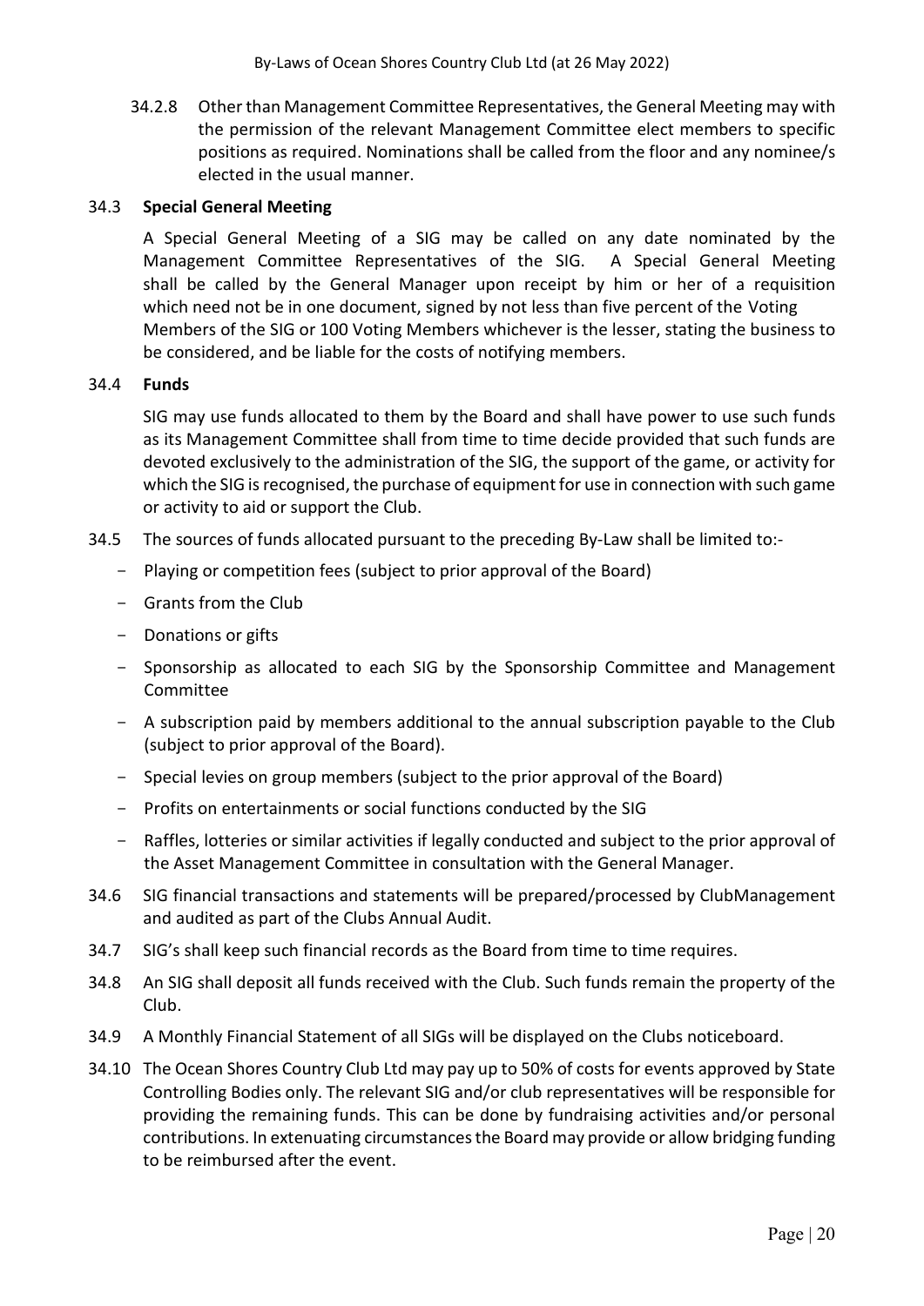34.2.8 Other than Management Committee Representatives, the General Meeting may with the permission of the relevant Management Committee elect members to specific positions as required. Nominations shall be called from the floor and any nominee/s elected in the usual manner.

34.3 **Special General Meeting**

A Special General Meeting of a SIG may be called on any date nominated by the Management Committee Representatives of the SIG. A Special General Meeting shall be called by the General Manager upon receipt by him or her of a requisition which need not be in one document, signed by not less than five percent of the Voting Members of the SIG or 100 Voting Members whichever is the lesser, stating the business to be considered, and be liable for the costs of notifying members.

34.4 **Funds**

SIG may use funds allocated to them by the Board and shall have power to use such funds as its Management Committee shall from time to time decide provided that such funds are devoted exclusively to the administration of the SIG, the support of the game, or activity for which the SIG is recognised, the purchase of equipment for use in connection with such game or activity to aid or support the Club.

34.5 The sources of funds allocated pursuant to the preceding By-Law shall be limited to:-

- Playing or competition fees (subject to prior approval of the Board)
- Grants from the Club
- Donations or gifts
- Sponsorship as allocated to each SIG by the Sponsorship Committee and Management Committee
- A subscription paid by members additional to the annual subscription payable to the Club (subject to prior approval of the Board).
- Special levies on group members (subject to the prior approval of the Board)
- Profits on entertainments or social functions conducted by the SIG
- Raffles, lotteries or similar activities if legally conducted and subject to the prior approval of the Asset Management Committee in consultation with the General Manager.

34.6 SIG financial transactions and statements will be prepared/processed by ClubManagement and audited as part of the Clubs Annual Audit.

34.7 SIG's shall keep such financial records as the Board from time to time requires.

34.8 An SIG shall deposit all funds received with the Club. Such funds remain the property of the Club.

34.9 A Monthly Financial Statement of all SIGs will be displayed on the Clubs noticeboard.

34.10 The Ocean Shores Country Club Ltd may pay up to 50% of costs for events approved by State Controlling Bodies only. The relevant SIG and/or club representatives will be responsible for providing the remaining funds. This can be done by fundraising activities and/or personal contributions. In extenuating circumstances the Board may provide or allow bridging funding to be reimbursed after the event.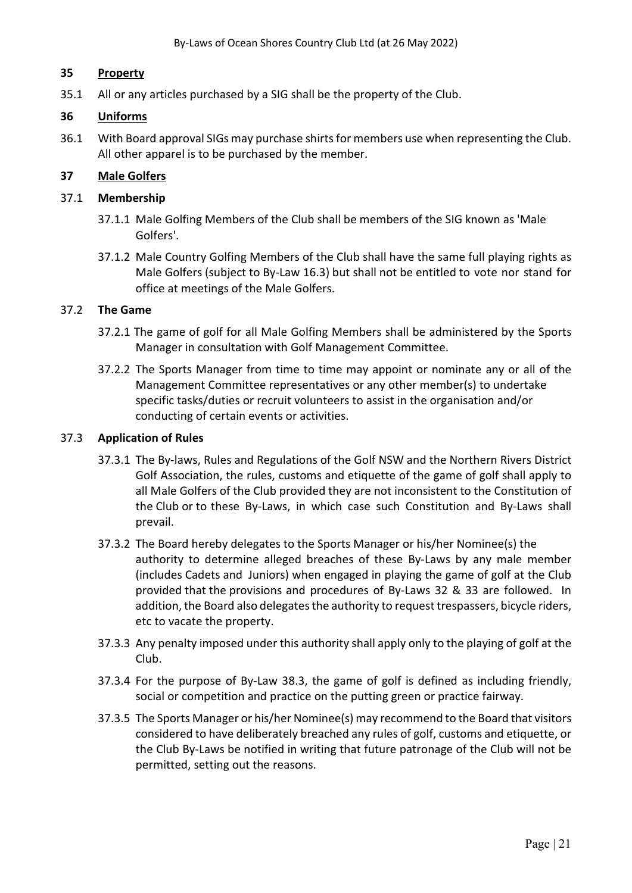## 35 Property

35.1 All or any articles purchased by a SIG shall be the property of the Club.

## 36 Uniforms

36.1 With Board approval SIGs may purchase shirts for members use when representing the Club. All other apparel is to be purchased by the member.

## 37 Male Golfers

### 37.1 Membership

37.1.1 Male Golfing Members of the Club shall be members of the SIG known as 'Male Golfers'.

37.1.2 Male Country Golfing Members of the Club shall have the same full playing rights as Male Golfers (subject to By-Law 16.3) but shall not be entitled to vote nor stand for office at meetings of the Male Golfers.

### 37.2 The Game

37.2.1 The game of golf for all Male Golfing Members shall be administered by the Sports Manager in consultation with Golf Management Committee.

37.2.2 The Sports Manager from time to time may appoint or nominate any or all of the Management Committee representatives or any other member(s) to undertake specific tasks/duties or recruit volunteers to assist in the organisation and/or conducting of certain events or activities.

### 37.3 Application of Rules

37.3.1 The By-laws, Rules and Regulations of the Golf NSW and the Northern Rivers District Golf Association, the rules, customs and etiquette of the game of golf shall apply to all Male Golfers of the Club provided they are not inconsistent to the Constitution of the Club or to these By-Laws, in which case such Constitution and By-Laws shall prevail.

37.3.2 The Board hereby delegates to the Sports Manager or his/her Nominee(s) the authority to determine alleged breaches of these By-Laws by any male member (includes Cadets and Juniors) when engaged in playing the game of golf at the Club provided that the provisions and procedures of By-Laws 32 & 33 are followed. In addition, the Board also delegates the authority to request trespassers, bicycle riders, etc to vacate the property.

37.3.3 Any penalty imposed under this authority shall apply only to the playing of golf at the Club.

37.3.4 For the purpose of By-Law 38.3, the game of golf is defined as including friendly, social or competition and practice on the putting green or practice fairway.

37.3.5 The Sports Manager or his/her Nominee(s) may recommend to the Board that visitors considered to have deliberately breached any rules of golf, customs and etiquette, or the Club By-Laws be notified in writing that future patronage of the Club will not be permitted, setting out the reasons.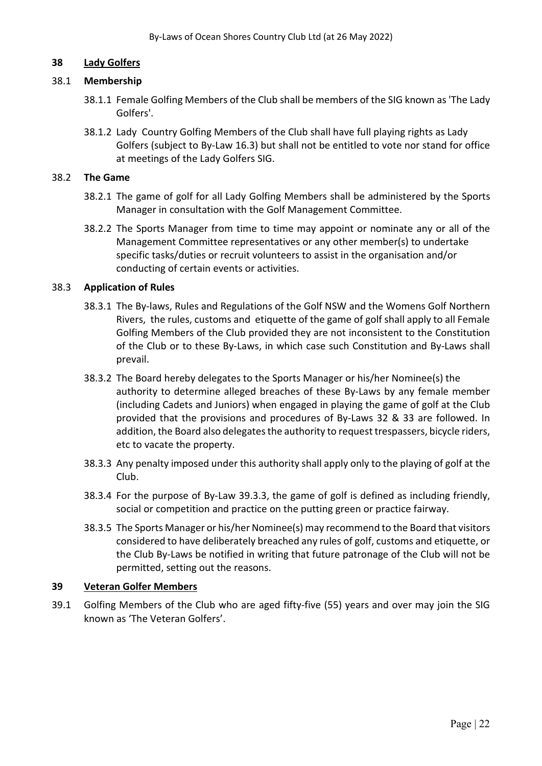## 38 Lady Golfers

### 38.1 Membership

38.1.1 Female Golfing Members of the Club shall be members of the SIG known as 'The Lady Golfers'.

38.1.2 Lady Country Golfing Members of the Club shall have full playing rights as Lady Golfers (subject to By-Law 16.3) but shall not be entitled to vote nor stand for office at meetings of the Lady Golfers SIG.

### 38.2 The Game

38.2.1 The game of golf for all Lady Golfing Members shall be administered by the Sports Manager in consultation with the Golf Management Committee.

38.2.2 The Sports Manager from time to time may appoint or nominate any or all of the Management Committee representatives or any other member(s) to undertake specific tasks/duties or recruit volunteers to assist in the organisation and/or conducting of certain events or activities.

### 38.3 Application of Rules

38.3.1 The By-laws, Rules and Regulations of the Golf NSW and the Womens Golf Northern Rivers, the rules, customs and etiquette of the game of golf shall apply to all Female Golfing Members of the Club provided they are not inconsistent to the Constitution of the Club or to these By-Laws, in which case such Constitution and By-Laws shall prevail.

38.3.2 The Board hereby delegates to the Sports Manager or his/her Nominee(s) the authority to determine alleged breaches of these By-Laws by any female member (including Cadets and Juniors) when engaged in playing the game of golf at the Club provided that the provisions and procedures of By-Laws 32 & 33 are followed. In addition, the Board also delegates the authority to request trespassers, bicycle riders, etc to vacate the property.

38.3.3 Any penalty imposed under this authority shall apply only to the playing of golf at the Club.

38.3.4 For the purpose of By-Law 39.3.3, the game of golf is defined as including friendly, social or competition and practice on the putting green or practice fairway.

38.3.5 The Sports Manager or his/her Nominee(s) may recommend to the Board that visitors considered to have deliberately breached any rules of golf, customs and etiquette, or the Club By-Laws be notified in writing that future patronage of the Club will not be permitted, setting out the reasons.

## 39 Veteran Golfer Members

39.1 Golfing Members of the Club who are aged fifty-five (55) years and over may join the SIG known as 'The Veteran Golfers'.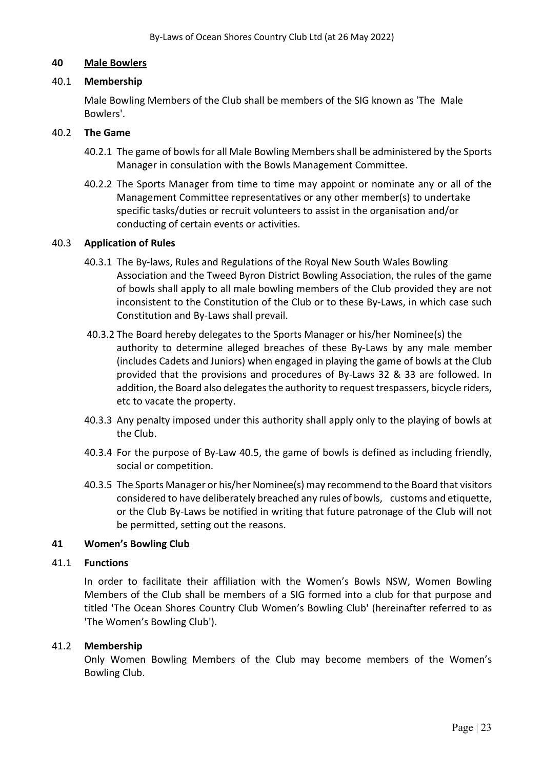## 40 Male Bowlers

### 40.1 Membership

Male Bowling Members of the Club shall be members of the SIG known as 'The Male Bowlers'.

### 40.2 The Game

40.2.1 The game of bowls for all Male Bowling Members shall be administered by the Sports Manager in consulation with the Bowls Management Committee.

40.2.2 The Sports Manager from time to time may appoint or nominate any or all of the Management Committee representatives or any other member(s) to undertake specific tasks/duties or recruit volunteers to assist in the organisation and/or conducting of certain events or activities.

### 40.3 Application of Rules

40.3.1 The By-laws, Rules and Regulations of the Royal New South Wales Bowling Association and the Tweed Byron District Bowling Association, the rules of the game of bowls shall apply to all male bowling members of the Club provided they are not inconsistent to the Constitution of the Club or to these By-Laws, in which case such Constitution and By-Laws shall prevail.

40.3.2 The Board hereby delegates to the Sports Manager or his/her Nominee(s) the authority to determine alleged breaches of these By-Laws by any male member (includes Cadets and Juniors) when engaged in playing the game of bowls at the Club provided that the provisions and procedures of By-Laws 32 & 33 are followed. In addition, the Board also delegates the authority to request trespassers, bicycle riders, etc to vacate the property.

40.3.3 Any penalty imposed under this authority shall apply only to the playing of bowls at the Club.

40.3.4 For the purpose of By-Law 40.5, the game of bowls is defined as including friendly, social or competition.

40.3.5 The Sports Manager or his/her Nominee(s) may recommend to the Board that visitors considered to have deliberately breached any rules of bowls, customs and etiquette, or the Club By-Laws be notified in writing that future patronage of the Club will not be permitted, setting out the reasons.

## 41 Women's Bowling Club

### 41.1 Functions

In order to facilitate their affiliation with the Women's Bowls NSW, Women Bowling Members of the Club shall be members of a SIG formed into a club for that purpose and titled 'The Ocean Shores Country Club Women's Bowling Club' (hereinafter referred to as 'The Women's Bowling Club').

### 41.2 Membership

Only Women Bowling Members of the Club may become members of the Women's Bowling Club.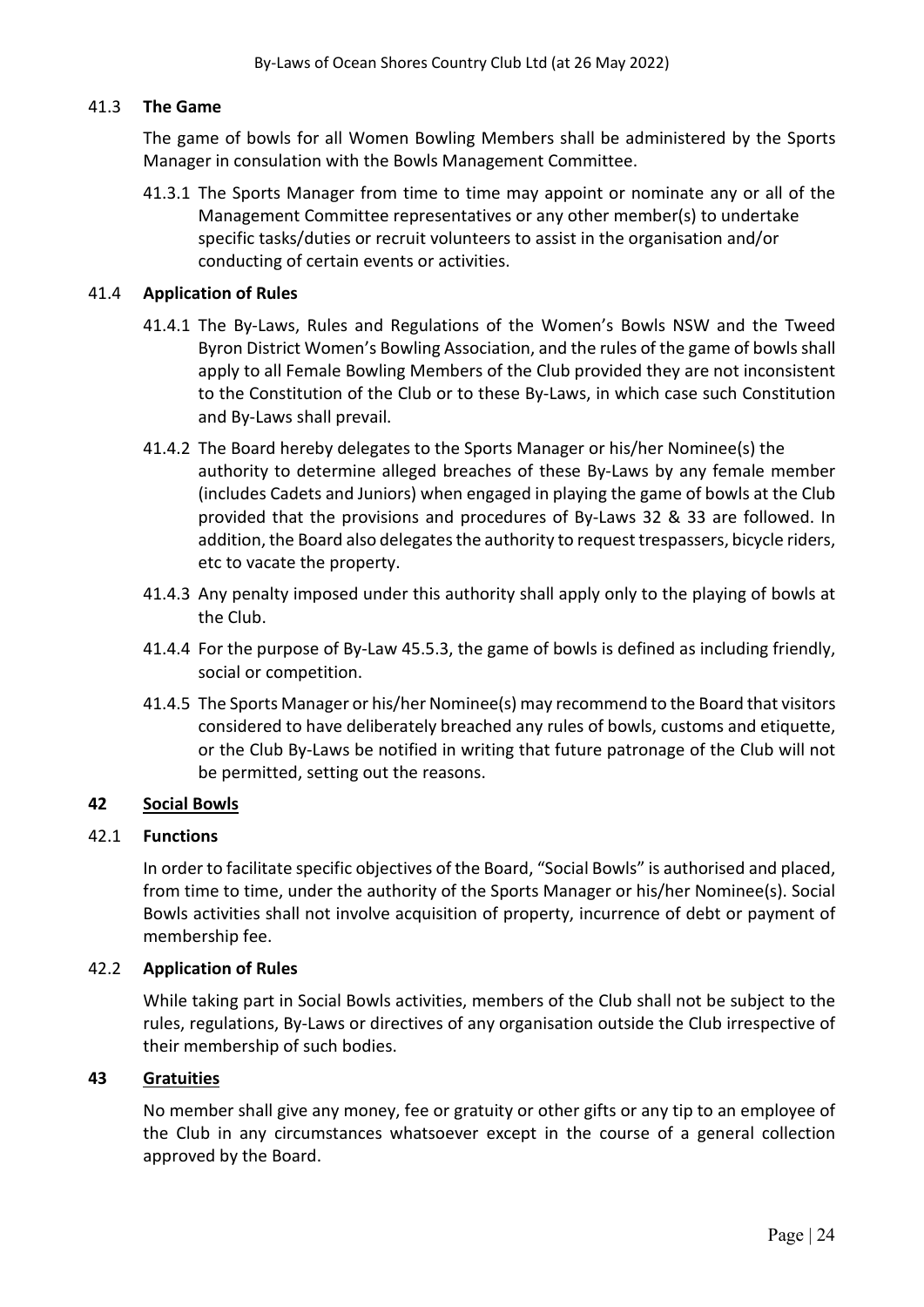### 41.3 **The Game**

The game of bowls for all Women Bowling Members shall be administered by the Sports Manager in consulation with the Bowls Management Committee.

41.3.1 The Sports Manager from time to time may appoint or nominate any or all of the Management Committee representatives or any other member(s) to undertake specific tasks/duties or recruit volunteers to assist in the organisation and/or conducting of certain events or activities.

### 41.4 **Application of Rules**

41.4.1 The By-Laws, Rules and Regulations of the Women's Bowls NSW and the Tweed Byron District Women's Bowling Association, and the rules of the game of bowls shall apply to all Female Bowling Members of the Club provided they are not inconsistent to the Constitution of the Club or to these By-Laws, in which case such Constitution and By-Laws shall prevail.

41.4.2 The Board hereby delegates to the Sports Manager or his/her Nominee(s) the authority to determine alleged breaches of these By-Laws by any female member (includes Cadets and Juniors) when engaged in playing the game of bowls at the Club provided that the provisions and procedures of By-Laws 32 & 33 are followed. In addition, the Board also delegates the authority to request trespassers, bicycle riders, etc to vacate the property.

41.4.3 Any penalty imposed under this authority shall apply only to the playing of bowls at the Club.

41.4.4 For the purpose of By-Law 45.5.3, the game of bowls is defined as including friendly, social or competition.

41.4.5 The Sports Manager or his/her Nominee(s) may recommend to the Board that visitors considered to have deliberately breached any rules of bowls, customs and etiquette, or the Club By-Laws be notified in writing that future patronage of the Club will not be permitted, setting out the reasons.

## 42 <u>Social Bowls</u>

### 42.1 **Functions**

In order to facilitate specific objectives of the Board, "Social Bowls" is authorised and placed, from time to time, under the authority of the Sports Manager or his/her Nominee(s). Social Bowls activities shall not involve acquisition of property, incurrence of debt or payment of membership fee.

### 42.2 **Application of Rules**

While taking part in Social Bowls activities, members of the Club shall not be subject to the rules, regulations, By-Laws or directives of any organisation outside the Club irrespective of their membership of such bodies.

## 43 <u>Gratuities</u>

No member shall give any money, fee or gratuity or other gifts or any tip to an employee of the Club in any circumstances whatsoever except in the course of a general collection approved by the Board.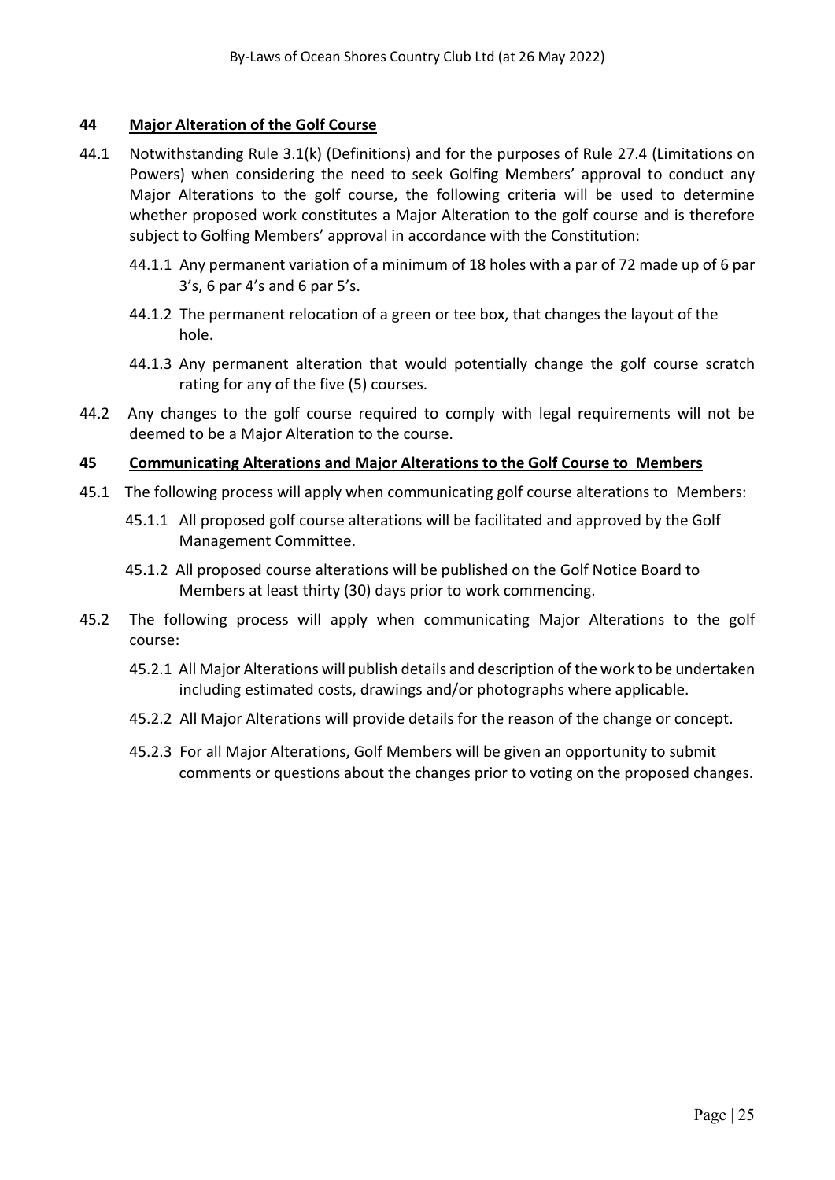## 44 Major Alteration of the Golf Course

44.1 Notwithstanding Rule 3.1(k) (Definitions) and for the purposes of Rule 27.4 (Limitations on Powers) when considering the need to seek Golfing Members' approval to conduct any Major Alterations to the golf course, the following criteria will be used to determine whether proposed work constitutes a Major Alteration to the golf course and is therefore subject to Golfing Members' approval in accordance with the Constitution:

44.1.1 Any permanent variation of a minimum of 18 holes with a par of 72 made up of 6 par 3's, 6 par 4's and 6 par 5's.

44.1.2 The permanent relocation of a green or tee box, that changes the layout of the hole.

44.1.3 Any permanent alteration that would potentially change the golf course scratch rating for any of the five (5) courses.

44.2 Any changes to the golf course required to comply with legal requirements will not be deemed to be a Major Alteration to the course.

## 45 Communicating Alterations and Major Alterations to the Golf Course to Members

45.1 The following process will apply when communicating golf course alterations to Members:

45.1.1 All proposed golf course alterations will be facilitated and approved by the Golf Management Committee.

45.1.2 All proposed course alterations will be published on the Golf Notice Board to Members at least thirty (30) days prior to work commencing.

45.2 The following process will apply when communicating Major Alterations to the golf course:

45.2.1 All Major Alterations will publish details and description of the work to be undertaken including estimated costs, drawings and/or photographs where applicable.

45.2.2 All Major Alterations will provide details for the reason of the change or concept.

45.2.3 For all Major Alterations, Golf Members will be given an opportunity to submit comments or questions about the changes prior to voting on the proposed changes.